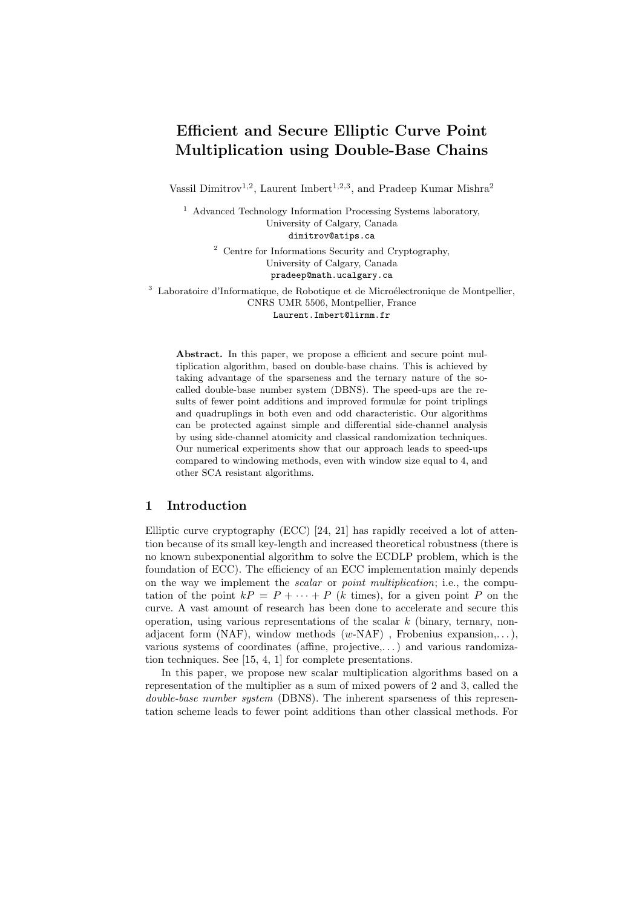# Efficient and Secure Elliptic Curve Point Multiplication using Double-Base Chains

Vassil Dimitrov[1,2], Laurent Imbert[1,2,3], and Pradeep Kumar Mishra[2]

[1] Advanced Technology Information Processing Systems laboratory, University of Calgary, Canada
dimitrov@atips.ca

[2] Centre for Informations Security and Cryptography, University of Calgary, Canada
pradeep@math.ucalgary.ca

[3] Laboratoire d'Informatique, de Robotique et de Microélectronique de Montpellier, CNRS UMR 5506, Montpellier, France
Laurent.Imbert@lirmm.fr

**Abstract.** In this paper, we propose a efficient and secure point multiplication algorithm, based on double-base chains. This is achieved by taking advantage of the sparseness and the ternary nature of the so-called double-base number system (DBNS). The speed-ups are the results of fewer point additions and improved formulæ for point triplings and quadruplings in both even and odd characteristic. Our algorithms can be protected against simple and differential side-channel analysis by using side-channel atomicity and classical randomization techniques. Our numerical experiments show that our approach leads to speed-ups compared to windowing methods, even with window size equal to 4, and other SCA resistant algorithms.

## 1 Introduction

Elliptic curve cryptography (ECC) [24, 21] has rapidly received a lot of attention because of its small key-length and increased theoretical robustness (there is no known subexponential algorithm to solve the ECDLP problem, which is the foundation of ECC). The efficiency of an ECC implementation mainly depends on the way we implement the *scalar* or *point multiplication*; i.e., the computation of the point $kP = P + \cdots + P$ ($k$ times), for a given point $P$ on the curve. A vast amount of research has been done to accelerate and secure this operation, using various representations of the scalar $k$ (binary, ternary, non-adjacent form (NAF), window methods ($w$-NAF) , Frobenius expansion,...), various systems of coordinates (affine, projective,...) and various randomization techniques. See [15, 4, 1] for complete presentations.

In this paper, we propose new scalar multiplication algorithms based on a representation of the multiplier as a sum of mixed powers of 2 and 3, called the *double-base number system* (DBNS). The inherent sparseness of this representation scheme leads to fewer point additions than other classical methods. For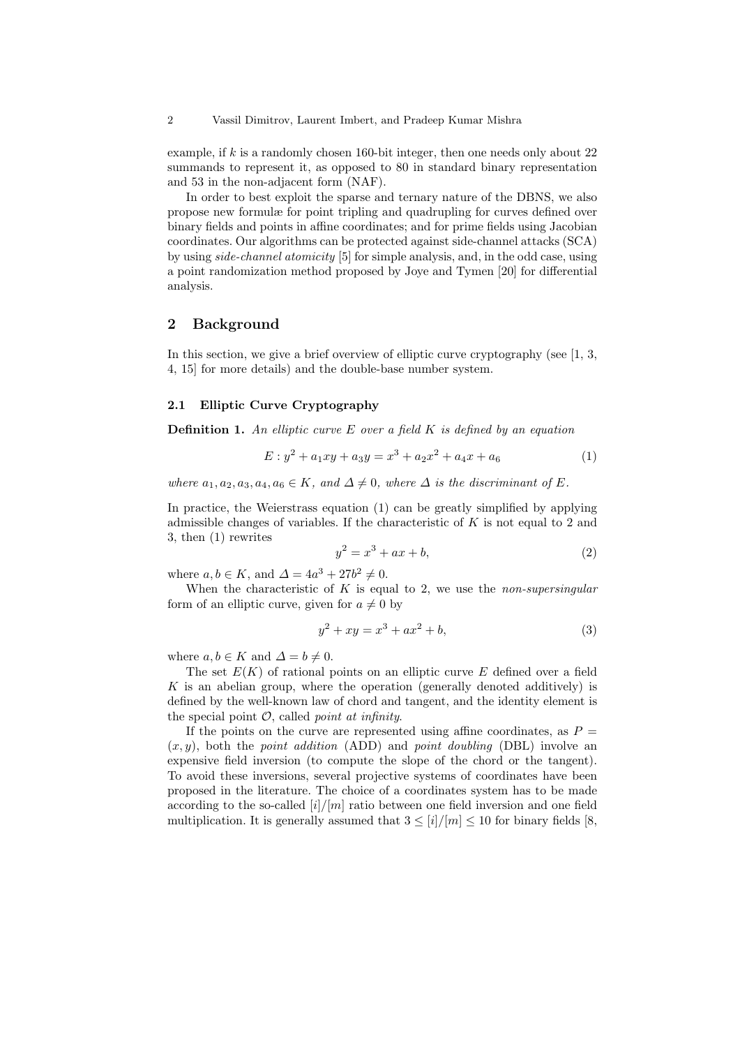example, if $k$ is a randomly chosen 160-bit integer, then one needs only about 22 summands to represent it, as opposed to 80 in standard binary representation and 53 in the non-adjacent form (NAF).

In order to best exploit the sparse and ternary nature of the DBNS, we also propose new formulæ for point tripling and quadrupling for curves defined over binary fields and points in affine coordinates; and for prime fields using Jacobian coordinates. Our algorithms can be protected against side-channel attacks (SCA) by using *side-channel atomicity* [5] for simple analysis, and, in the odd case, using a point randomization method proposed by Joye and Tymen [20] for differential analysis.

## 2 Background

In this section, we give a brief overview of elliptic curve cryptography (see [1, 3, 4, 15] for more details) and the double-base number system.

### 2.1 Elliptic Curve Cryptography

**Definition 1.** *An elliptic curve $E$ over a field $K$ is defined by an equation*

$$E : y^2 + a_1xy + a_3y = x^3 + a_2x^2 + a_4x + a_6 \tag{1}$$

*where $a_1, a_2, a_3, a_4, a_6 \in K$, and $\Delta \neq 0$, where $\Delta$ is the discriminant of $E$.*

In practice, the Weierstrass equation (1) can be greatly simplified by applying admissible changes of variables. If the characteristic of $K$ is not equal to 2 and 3, then (1) rewrites

$$y^2 = x^3 + ax + b, \tag{2}$$

where $a, b \in K$, and $\Delta = 4a^3 + 27b^2 \neq 0$.

When the characteristic of $K$ is equal to 2, we use the *non-supersingular* form of an elliptic curve, given for $a \neq 0$ by

$$y^2 + xy = x^3 + ax^2 + b, \tag{3}$$

where $a, b \in K$ and $\Delta = b \neq 0$.

The set $E(K)$ of rational points on an elliptic curve $E$ defined over a field $K$ is an abelian group, where the operation (generally denoted additively) is defined by the well-known law of chord and tangent, and the identity element is the special point $\mathcal{O}$, called *point at infinity*.

If the points on the curve are represented using affine coordinates, as $P = (x, y)$, both the *point addition* (ADD) and *point doubling* (DBL) involve an expensive field inversion (to compute the slope of the chord or the tangent). To avoid these inversions, several projective systems of coordinates have been proposed in the literature. The choice of a coordinates system has to be made according to the so-called $[i]/[m]$ ratio between one field inversion and one field multiplication. It is generally assumed that $3 \leq [i]/[m] \leq 10$ for binary fields [8,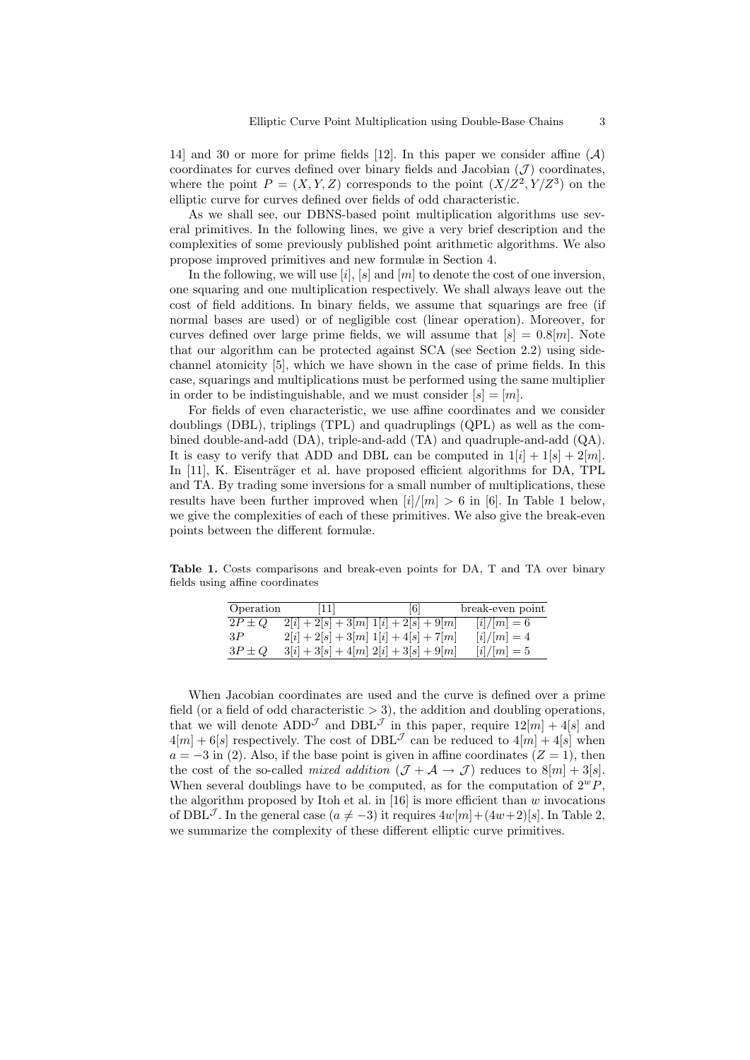14] and 30 or more for prime fields [12]. In this paper we consider affine ($\mathcal{A}$) coordinates for curves defined over binary fields and Jacobian ($\mathcal{J}$) coordinates, where the point $P = (X, Y, Z)$ corresponds to the point $(X/Z^2, Y/Z^3)$ on the elliptic curve for curves defined over fields of odd characteristic.

As we shall see, our DBNS-based point multiplication algorithms use several primitives. In the following lines, we give a very brief description and the complexities of some previously published point arithmetic algorithms. We also propose improved primitives and new formulæ in Section 4.

In the following, we will use $[i]$, $[s]$ and $[m]$ to denote the cost of one inversion, one squaring and one multiplication respectively. We shall always leave out the cost of field additions. In binary fields, we assume that squarings are free (if normal bases are used) or of negligible cost (linear operation). Moreover, for curves defined over large prime fields, we will assume that $[s] = 0.8[m]$. Note that our algorithm can be protected against SCA (see Section 2.2) using side-channel atomicity [5], which we have shown in the case of prime fields. In this case, squarings and multiplications must be performed using the same multiplier in order to be indistinguishable, and we must consider $[s] = [m]$.

For fields of even characteristic, we use affine coordinates and we consider doublings (DBL), triplings (TPL) and quadruplings (QPL) as well as the combined double-and-add (DA), triple-and-add (TA) and quadruple-and-add (QA). It is easy to verify that ADD and DBL can be computed in $1[i] + 1[s] + 2[m]$. In [11], K. Eisenträger et al. have proposed efficient algorithms for DA, TPL and TA. By trading some inversions for a small number of multiplications, these results have been further improved when $[i]/[m] > 6$ in [6]. In Table 1 below, we give the complexities of each of these primitives. We also give the break-even points between the different formulæ.

**Table 1.** Costs comparisons and break-even points for DA, T and TA over binary fields using affine coordinates

| Operation | [11] | [6] | break-even point |
|---|---|---|---|
| $2P \pm Q$ | $2[i] + 2[s] + 3[m]$ | $1[i] + 2[s] + 9[m]$ | $[i]/[m] = 6$ |
| $3P$ | $2[i] + 2[s] + 3[m]$ | $1[i] + 4[s] + 7[m]$ | $[i]/[m] = 4$ |
| $3P \pm Q$ | $3[i] + 3[s] + 4[m]$ | $2[i] + 3[s] + 9[m]$ | $[i]/[m] = 5$ |

When Jacobian coordinates are used and the curve is defined over a prime field (or a field of odd characteristic $> 3$), the addition and doubling operations, that we will denote $\text{ADD}^{\mathcal{J}}$ and $\text{DBL}^{\mathcal{J}}$ in this paper, require $12[m] + 4[s]$ and $4[m] + 6[s]$ respectively. The cost of $\text{DBL}^{\mathcal{J}}$ can be reduced to $4[m] + 4[s]$ when $a = -3$ in (2). Also, if the base point is given in affine coordinates ($Z = 1$), then the cost of the so-called *mixed addition* ($\mathcal{J} + \mathcal{A} \rightarrow \mathcal{J}$) reduces to $8[m] + 3[s]$. When several doublings have to be computed, as for the computation of $2^w P$, the algorithm proposed by Itoh et al. in [16] is more efficient than $w$ invocations of $\text{DBL}^{\mathcal{J}}$. In the general case ($a \neq -3$) it requires $4w[m] + (4w+2)[s]$. In Table 2, we summarize the complexity of these different elliptic curve primitives.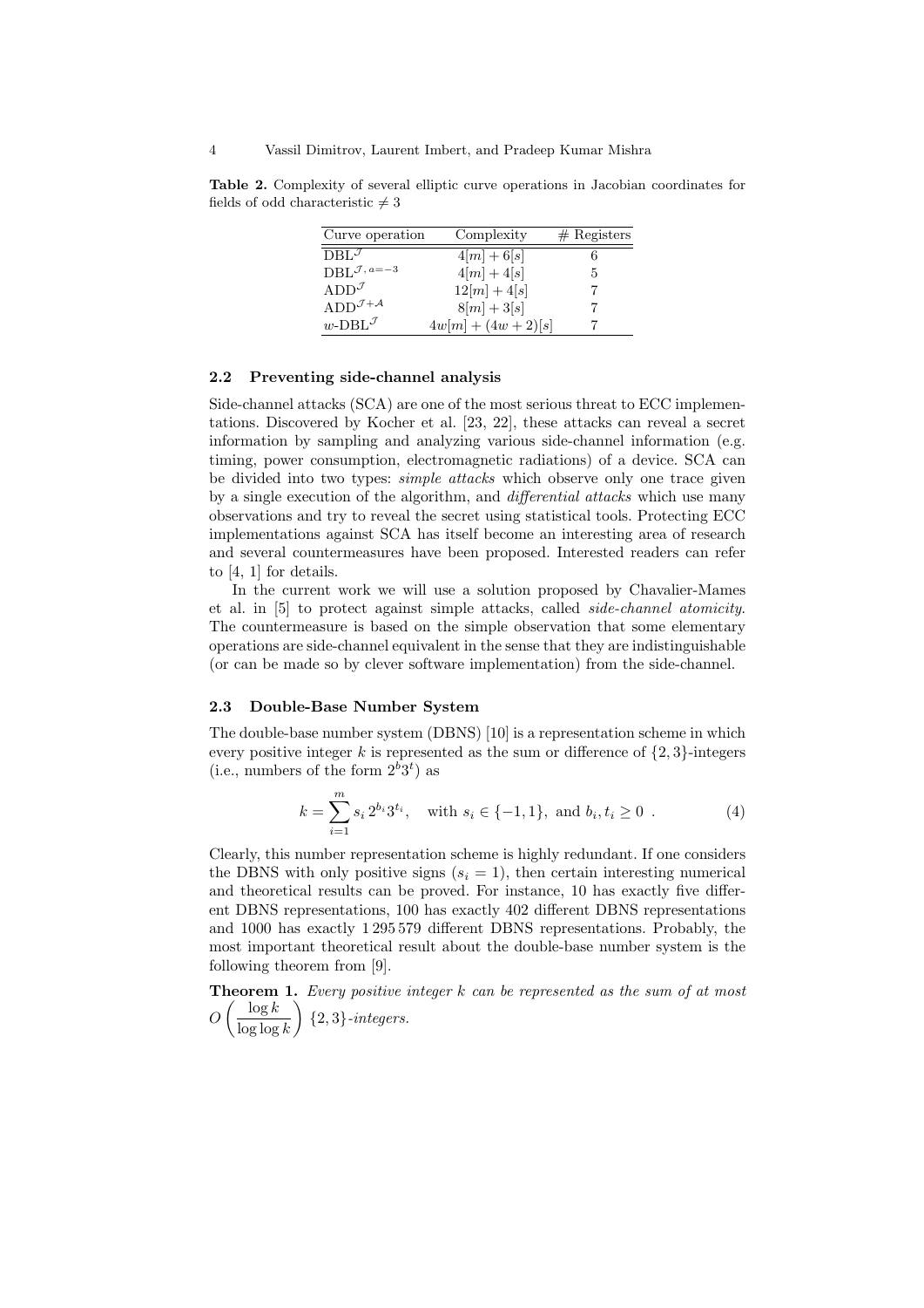**Table 2.** Complexity of several elliptic curve operations in Jacobian coordinates for fields of odd characteristic $\neq 3$

| Curve operation | Complexity | # Registers |
|---|---|---|
| $\mathrm{DBL}^{\mathcal{J}}$ | $4[m] + 6[s]$ | 6 |
| $\mathrm{DBL}^{\mathcal{J},\, a=-3}$ | $4[m] + 4[s]$ | 5 |
| $\mathrm{ADD}^{\mathcal{J}}$ | $12[m] + 4[s]$ | 7 |
| $\mathrm{ADD}^{\mathcal{J}+\mathcal{A}}$ | $8[m] + 3[s]$ | 7 |
| $w\text{-}\mathrm{DBL}^{\mathcal{J}}$ | $4w[m] + (4w + 2)[s]$ | 7 |

### 2.2 Preventing side-channel analysis

Side-channel attacks (SCA) are one of the most serious threat to ECC implementations. Discovered by Kocher et al. [23, 22], these attacks can reveal a secret information by sampling and analyzing various side-channel information (e.g. timing, power consumption, electromagnetic radiations) of a device. SCA can be divided into two types: *simple attacks* which observe only one trace given by a single execution of the algorithm, and *differential attacks* which use many observations and try to reveal the secret using statistical tools. Protecting ECC implementations against SCA has itself become an interesting area of research and several countermeasures have been proposed. Interested readers can refer to [4, 1] for details.

In the current work we will use a solution proposed by Chavalier-Mames et al. in [5] to protect against simple attacks, called *side-channel atomicity*. The countermeasure is based on the simple observation that some elementary operations are side-channel equivalent in the sense that they are indistinguishable (or can be made so by clever software implementation) from the side-channel.

### 2.3 Double-Base Number System

The double-base number system (DBNS) [10] is a representation scheme in which every positive integer $k$ is represented as the sum or difference of $\{2,3\}$-integers (i.e., numbers of the form $2^b 3^t$) as

$$k = \sum_{i=1}^{m} s_i\, 2^{b_i} 3^{t_i}, \quad \text{with } s_i \in \{-1, 1\}, \text{ and } b_i, t_i \geq 0 \ . \tag{4}$$

Clearly, this number representation scheme is highly redundant. If one considers the DBNS with only positive signs ($s_i = 1$), then certain interesting numerical and theoretical results can be proved. For instance, 10 has exactly five different DBNS representations, 100 has exactly 402 different DBNS representations and 1000 has exactly 1 295 579 different DBNS representations. Probably, the most important theoretical result about the double-base number system is the following theorem from [9].

**Theorem 1.** *Every positive integer $k$ can be represented as the sum of at most $O\left(\dfrac{\log k}{\log \log k}\right)$ $\{2,3\}$-integers.*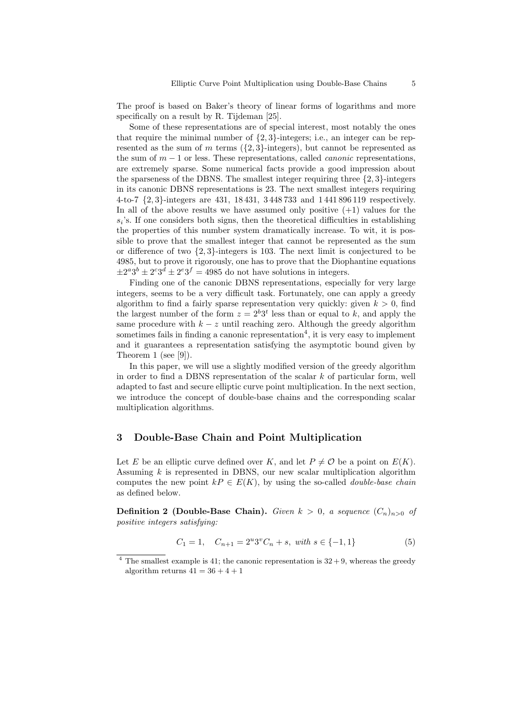The proof is based on Baker's theory of linear forms of logarithms and more specifically on a result by R. Tijdeman [25].

Some of these representations are of special interest, most notably the ones that require the minimal number of $\{2,3\}$-integers; i.e., an integer can be represented as the sum of $m$ terms ($\{2,3\}$-integers), but cannot be represented as the sum of $m-1$ or less. These representations, called *canonic* representations, are extremely sparse. Some numerical facts provide a good impression about the sparseness of the DBNS. The smallest integer requiring three $\{2,3\}$-integers in its canonic DBNS representations is 23. The next smallest integers requiring 4-to-7 $\{2,3\}$-integers are 431, 18 431, 3 448 733 and 1 441 896 119 respectively. In all of the above results we have assumed only positive $(+1)$ values for the $s_i$'s. If one considers both signs, then the theoretical difficulties in establishing the properties of this number system dramatically increase. To wit, it is possible to prove that the smallest integer that cannot be represented as the sum or difference of two $\{2,3\}$-integers is 103. The next limit is conjectured to be 4985, but to prove it rigorously, one has to prove that the Diophantine equations $\pm 2^a 3^b \pm 2^c 3^d \pm 2^e 3^f = 4985$ do not have solutions in integers.

Finding one of the canonic DBNS representations, especially for very large integers, seems to be a very difficult task. Fortunately, one can apply a greedy algorithm to find a fairly sparse representation very quickly: given $k > 0$, find the largest number of the form $z = 2^b 3^t$ less than or equal to $k$, and apply the same procedure with $k - z$ until reaching zero. Although the greedy algorithm sometimes fails in finding a canonic representation[4], it is very easy to implement and it guarantees a representation satisfying the asymptotic bound given by Theorem 1 (see [9]).

In this paper, we will use a slightly modified version of the greedy algorithm in order to find a DBNS representation of the scalar $k$ of particular form, well adapted to fast and secure elliptic curve point multiplication. In the next section, we introduce the concept of double-base chains and the corresponding scalar multiplication algorithms.

## 3 Double-Base Chain and Point Multiplication

Let $E$ be an elliptic curve defined over $K$, and let $P \neq \mathcal{O}$ be a point on $E(K)$. Assuming $k$ is represented in DBNS, our new scalar multiplication algorithm computes the new point $kP \in E(K)$, by using the so-called *double-base chain* as defined below.

**Definition 2 (Double-Base Chain).** *Given $k > 0$, a sequence $(C_n)_{n>0}$ of positive integers satisfying:*

$$C_1 = 1, \quad C_{n+1} = 2^u 3^v C_n + s, \text{ with } s \in \{-1, 1\} \tag{5}$$

[4] The smallest example is 41; the canonic representation is $32 + 9$, whereas the greedy algorithm returns $41 = 36 + 4 + 1$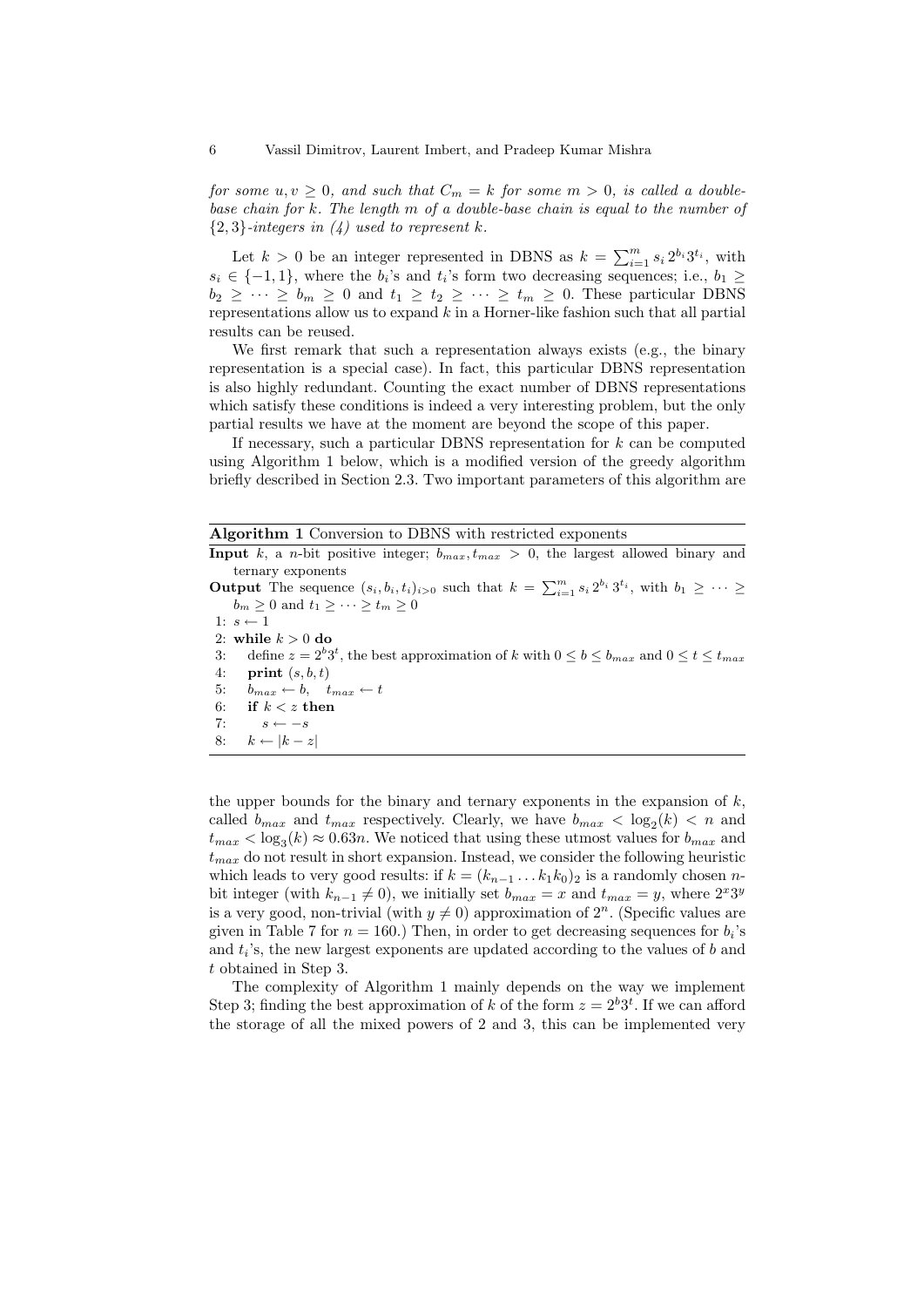*for some $u, v \geq 0$, and such that $C_m = k$ for some $m > 0$, is called a double-base chain for $k$. The length $m$ of a double-base chain is equal to the number of $\{2,3\}$-integers in (4) used to represent $k$.*

Let $k > 0$ be an integer represented in DBNS as $k = \sum_{i=1}^{m} s_i \, 2^{b_i} 3^{t_i}$, with $s_i \in \{-1, 1\}$, where the $b_i$'s and $t_i$'s form two decreasing sequences; i.e., $b_1 \geq b_2 \geq \cdots \geq b_m \geq 0$ and $t_1 \geq t_2 \geq \cdots \geq t_m \geq 0$. These particular DBNS representations allow us to expand $k$ in a Horner-like fashion such that all partial results can be reused.

We first remark that such a representation always exists (e.g., the binary representation is a special case). In fact, this particular DBNS representation is also highly redundant. Counting the exact number of DBNS representations which satisfy these conditions is indeed a very interesting problem, but the only partial results we have at the moment are beyond the scope of this paper.

If necessary, such a particular DBNS representation for $k$ can be computed using Algorithm 1 below, which is a modified version of the greedy algorithm briefly described in Section 2.3. Two important parameters of this algorithm are

**Algorithm 1** Conversion to DBNS with restricted exponents

**Input** $k$, a $n$-bit positive integer; $b_{max}, t_{max} > 0$, the largest allowed binary and ternary exponents

**Output** The sequence $(s_i, b_i, t_i)_{i>0}$ such that $k = \sum_{i=1}^{m} s_i \, 2^{b_i} \, 3^{t_i}$, with $b_1 \geq \cdots \geq b_m \geq 0$ and $t_1 \geq \cdots \geq t_m \geq 0$

1: $s \leftarrow 1$
2: **while** $k > 0$ **do**
3: define $z = 2^b 3^t$, the best approximation of $k$ with $0 \leq b \leq b_{max}$ and $0 \leq t \leq t_{max}$
4: **print** $(s, b, t)$
5: $b_{max} \leftarrow b, \quad t_{max} \leftarrow t$
6: **if** $k < z$ **then**
7: $s \leftarrow -s$
8: $k \leftarrow |k - z|$

the upper bounds for the binary and ternary exponents in the expansion of $k$, called $b_{max}$ and $t_{max}$ respectively. Clearly, we have $b_{max} < \log_2(k) < n$ and $t_{max} < \log_3(k) \approx 0.63n$. We noticed that using these utmost values for $b_{max}$ and $t_{max}$ do not result in short expansion. Instead, we consider the following heuristic which leads to very good results: if $k = (k_{n-1} \ldots k_1 k_0)_2$ is a randomly chosen $n$-bit integer (with $k_{n-1} \neq 0$), we initially set $b_{max} = x$ and $t_{max} = y$, where $2^x 3^y$ is a very good, non-trivial (with $y \neq 0$) approximation of $2^n$. (Specific values are given in Table 7 for $n = 160$.) Then, in order to get decreasing sequences for $b_i$'s and $t_i$'s, the new largest exponents are updated according to the values of $b$ and $t$ obtained in Step 3.

The complexity of Algorithm 1 mainly depends on the way we implement Step 3; finding the best approximation of $k$ of the form $z = 2^b 3^t$. If we can afford the storage of all the mixed powers of 2 and 3, this can be implemented very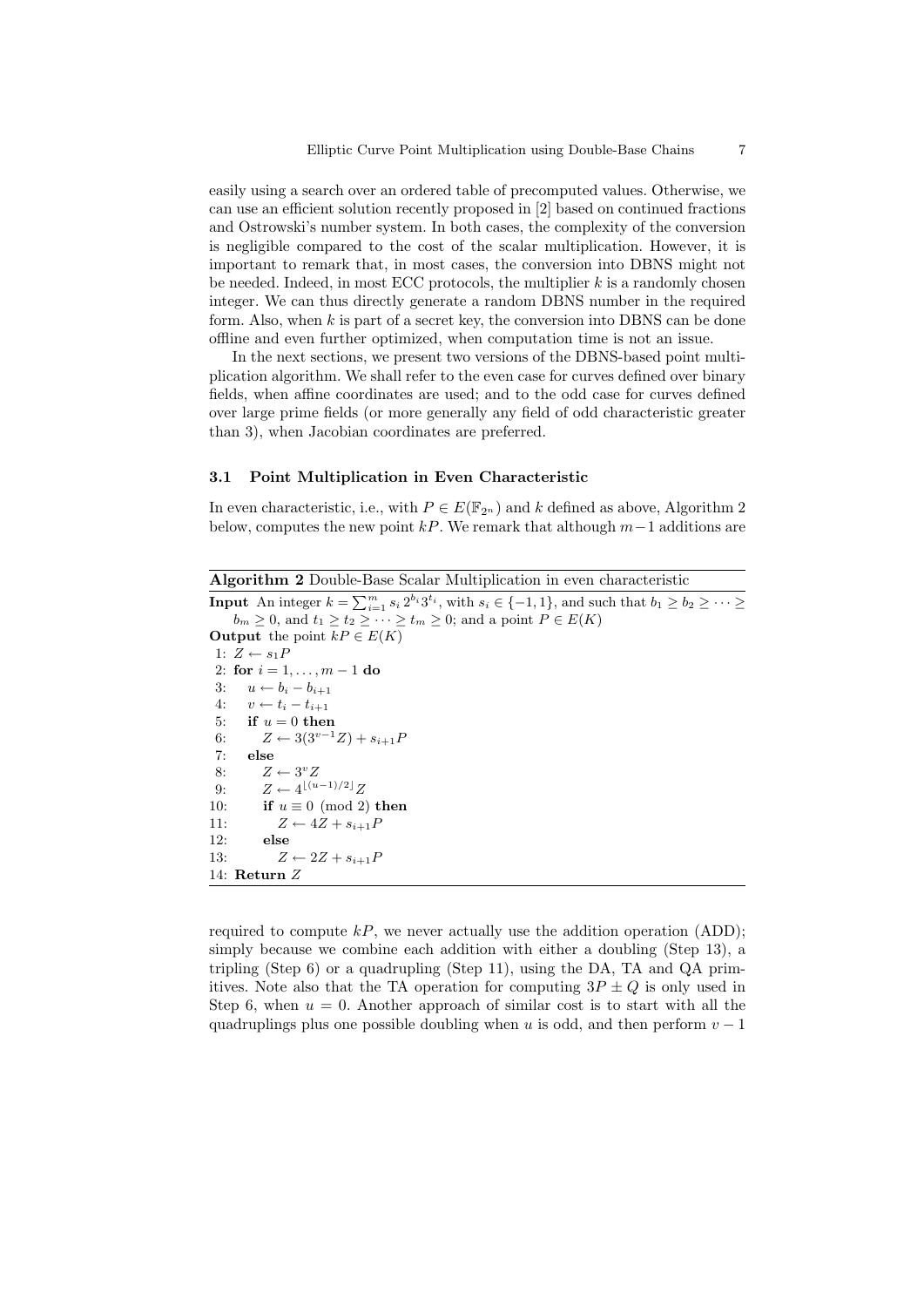easily using a search over an ordered table of precomputed values. Otherwise, we can use an efficient solution recently proposed in [2] based on continued fractions and Ostrowski's number system. In both cases, the complexity of the conversion is negligible compared to the cost of the scalar multiplication. However, it is important to remark that, in most cases, the conversion into DBNS might not be needed. Indeed, in most ECC protocols, the multiplier $k$ is a randomly chosen integer. We can thus directly generate a random DBNS number in the required form. Also, when $k$ is part of a secret key, the conversion into DBNS can be done offline and even further optimized, when computation time is not an issue.

In the next sections, we present two versions of the DBNS-based point multiplication algorithm. We shall refer to the even case for curves defined over binary fields, when affine coordinates are used; and to the odd case for curves defined over large prime fields (or more generally any field of odd characteristic greater than 3), when Jacobian coordinates are preferred.

### 3.1 Point Multiplication in Even Characteristic

In even characteristic, i.e., with $P \in E(\mathbb{F}_{2^n})$ and $k$ defined as above, Algorithm 2 below, computes the new point $kP$. We remark that although $m-1$ additions are required to compute $kP$, we never actually use the addition operation (ADD); simply because we combine each addition with either a doubling (Step 13), a tripling (Step 6) or a quadrupling (Step 11), using the DA, TA and QA primitives. Note also that the TA operation for computing $3P \pm Q$ is only used in Step 6, when $u = 0$. Another approach of similar cost is to start with all the quadruplings plus one possible doubling when $u$ is odd, and then perform $v - 1$

**Algorithm 2** Double-Base Scalar Multiplication in even characteristic

**Input** An integer $k = \sum_{i=1}^{m} s_i \, 2^{b_i} 3^{t_i}$, with $s_i \in \{-1, 1\}$, and such that $b_1 \geq b_2 \geq \cdots \geq b_m \geq 0$, and $t_1 \geq t_2 \geq \cdots \geq t_m \geq 0$; and a point $P \in E(K)$
**Output** the point $kP \in E(K)$

```
1:  Z ← s_1 P
2:  for i = 1, ..., m − 1 do
3:     u ← b_i − b_{i+1}
4:     v ← t_i − t_{i+1}
5:     if u = 0 then
6:        Z ← 3(3^{v−1} Z) + s_{i+1} P
7:     else
8:        Z ← 3^v Z
9:        Z ← 4^{⌊(u−1)/2⌋} Z
10:       if u ≡ 0 (mod 2) then
11:          Z ← 4Z + s_{i+1} P
12:       else
13:          Z ← 2Z + s_{i+1} P
14: Return Z
```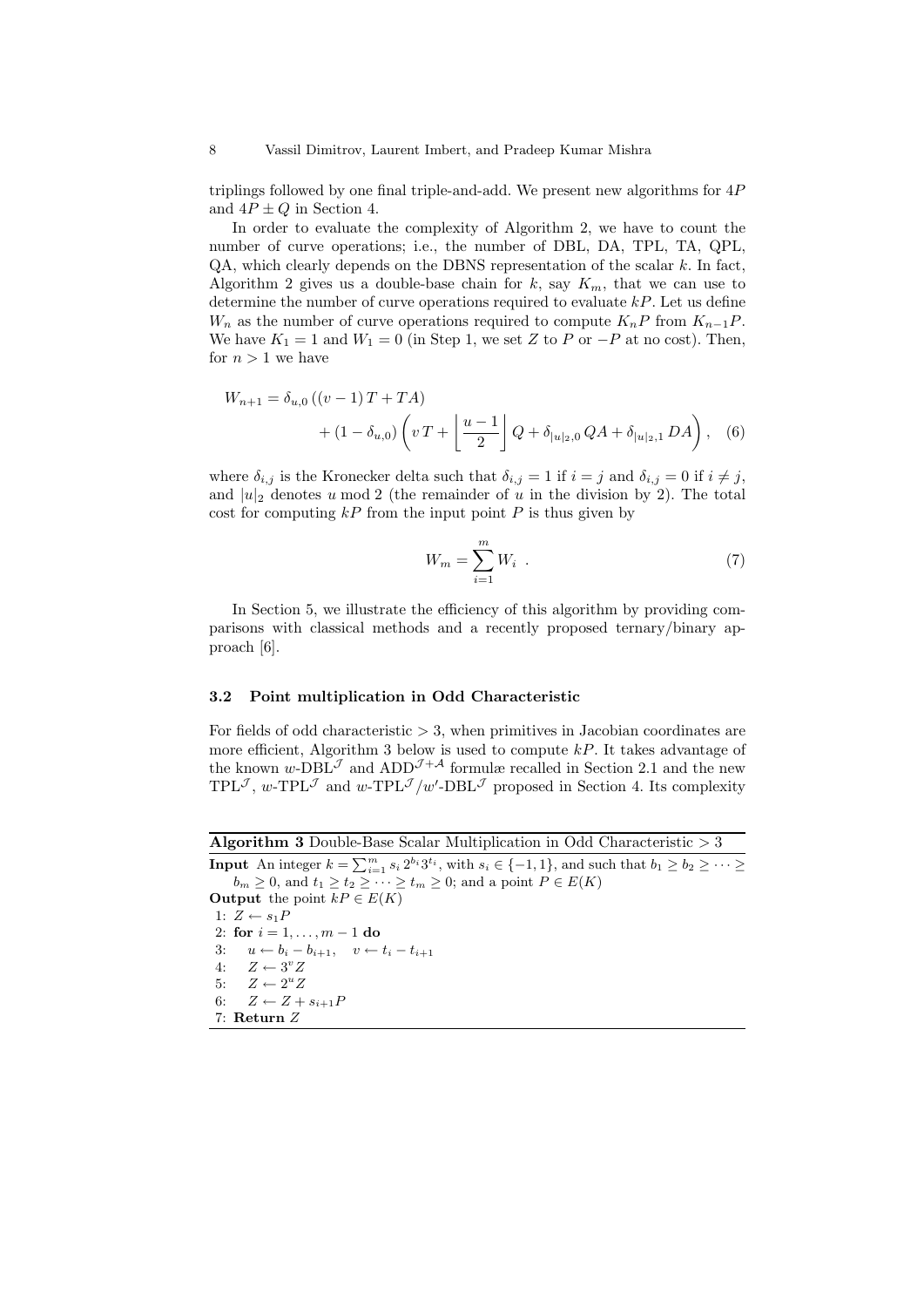triplings followed by one final triple-and-add. We present new algorithms for $4P$ and $4P \pm Q$ in Section 4.

In order to evaluate the complexity of Algorithm 2, we have to count the number of curve operations; i.e., the number of DBL, DA, TPL, TA, QPL, QA, which clearly depends on the DBNS representation of the scalar $k$. In fact, Algorithm 2 gives us a double-base chain for $k$, say $K_m$, that we can use to determine the number of curve operations required to evaluate $kP$. Let us define $W_n$ as the number of curve operations required to compute $K_nP$ from $K_{n-1}P$. We have $K_1 = 1$ and $W_1 = 0$ (in Step 1, we set $Z$ to $P$ or $-P$ at no cost). Then, for $n > 1$ we have

$$W_{n+1} = \delta_{u,0}\left((v-1)\,T + TA\right) + (1-\delta_{u,0})\left(v\,T + \left\lfloor \frac{u-1}{2} \right\rfloor Q + \delta_{|u|_2,0}\,QA + \delta_{|u|_2,1}\,DA\right), \quad (6)$$

where $\delta_{i,j}$ is the Kronecker delta such that $\delta_{i,j} = 1$ if $i = j$ and $\delta_{i,j} = 0$ if $i \neq j$, and $|u|_2$ denotes $u \bmod 2$ (the remainder of $u$ in the division by 2). The total cost for computing $kP$ from the input point $P$ is thus given by

$$W_m = \sum_{i=1}^{m} W_i \ . \quad (7)$$

In Section 5, we illustrate the efficiency of this algorithm by providing comparisons with classical methods and a recently proposed ternary/binary approach [6].

### 3.2 Point multiplication in Odd Characteristic

For fields of odd characteristic $> 3$, when primitives in Jacobian coordinates are more efficient, Algorithm 3 below is used to compute $kP$. It takes advantage of the known $w$-DBL$^{\mathcal{J}}$ and ADD$^{\mathcal{J}+\mathcal{A}}$ formulæ recalled in Section 2.1 and the new TPL$^{\mathcal{J}}$, $w$-TPL$^{\mathcal{J}}$ and $w$-TPL$^{\mathcal{J}}/w'$-DBL$^{\mathcal{J}}$ proposed in Section 4. Its complexity

**Algorithm 3** Double-Base Scalar Multiplication in Odd Characteristic $> 3$

**Input** An integer $k = \sum_{i=1}^{m} s_i\, 2^{b_i} 3^{t_i}$, with $s_i \in \{-1, 1\}$, and such that $b_1 \geq b_2 \geq \cdots \geq b_m \geq 0$, and $t_1 \geq t_2 \geq \cdots \geq t_m \geq 0$; and a point $P \in E(K)$

**Output** the point $kP \in E(K)$

1: $Z \leftarrow s_1 P$
2: **for** $i = 1, \ldots, m-1$ **do**
3: $\quad u \leftarrow b_i - b_{i+1}, \quad v \leftarrow t_i - t_{i+1}$
4: $\quad Z \leftarrow 3^v Z$
5: $\quad Z \leftarrow 2^u Z$
6: $\quad Z \leftarrow Z + s_{i+1} P$
7: **Return** $Z$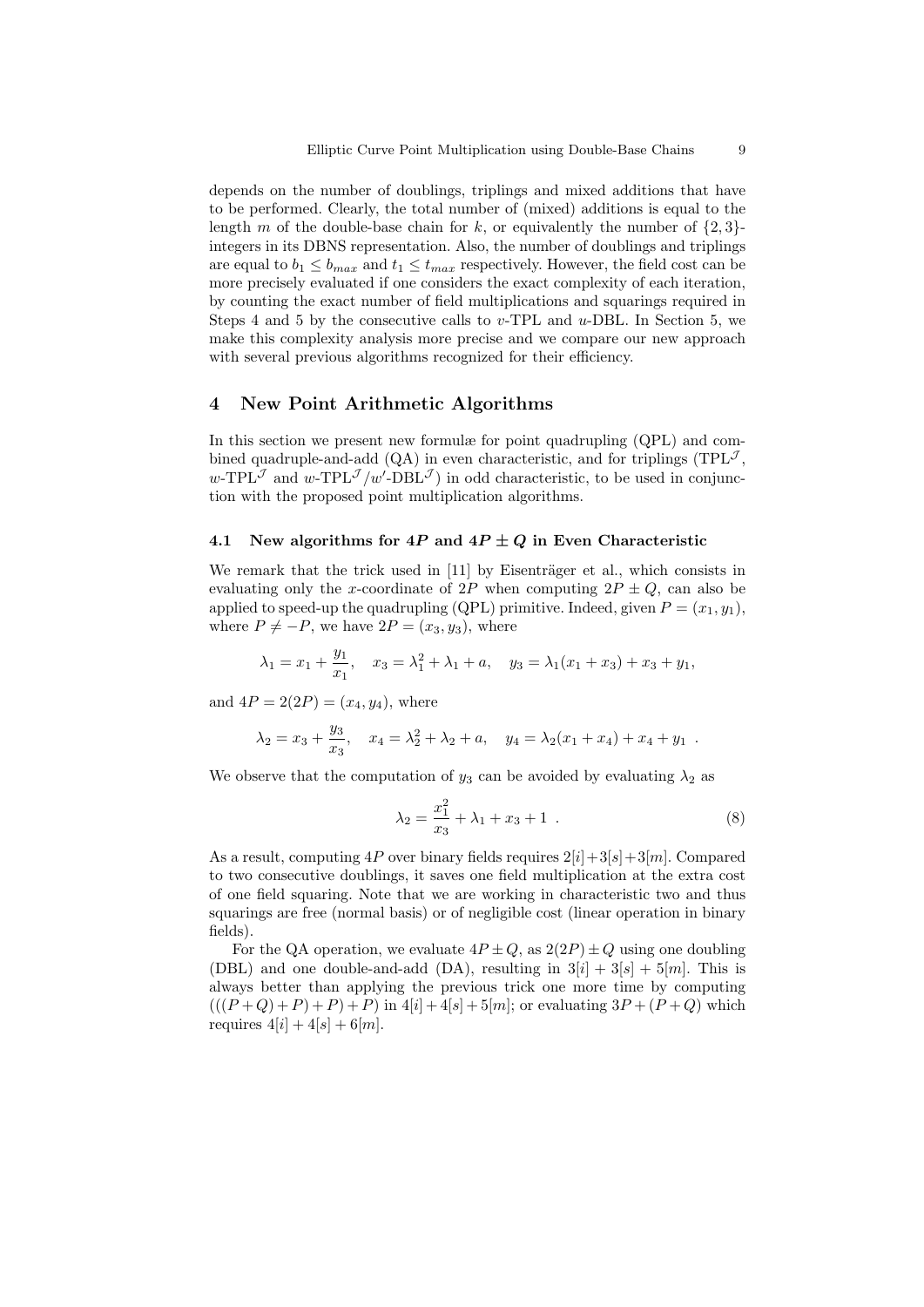depends on the number of doublings, triplings and mixed additions that have to be performed. Clearly, the total number of (mixed) additions is equal to the length $m$ of the double-base chain for $k$, or equivalently the number of $\{2,3\}$-integers in its DBNS representation. Also, the number of doublings and triplings are equal to $b_1 \leq b_{max}$ and $t_1 \leq t_{max}$ respectively. However, the field cost can be more precisely evaluated if one considers the exact complexity of each iteration, by counting the exact number of field multiplications and squarings required in Steps 4 and 5 by the consecutive calls to $v$-TPL and $u$-DBL. In Section 5, we make this complexity analysis more precise and we compare our new approach with several previous algorithms recognized for their efficiency.

## 4 New Point Arithmetic Algorithms

In this section we present new formulæ for point quadrupling (QPL) and combined quadruple-and-add (QA) in even characteristic, and for triplings (TPL$^{\mathcal{J}}$, $w$-TPL$^{\mathcal{J}}$ and $w$-TPL$^{\mathcal{J}}$/$w'$-DBL$^{\mathcal{J}}$) in odd characteristic, to be used in conjunction with the proposed point multiplication algorithms.

### 4.1 New algorithms for $4P$ and $4P \pm Q$ in Even Characteristic

We remark that the trick used in [11] by Eisenträger et al., which consists in evaluating only the $x$-coordinate of $2P$ when computing $2P \pm Q$, can also be applied to speed-up the quadrupling (QPL) primitive. Indeed, given $P = (x_1, y_1)$, where $P \neq -P$, we have $2P = (x_3, y_3)$, where

$$\lambda_1 = x_1 + \frac{y_1}{x_1}, \quad x_3 = \lambda_1^2 + \lambda_1 + a, \quad y_3 = \lambda_1(x_1 + x_3) + x_3 + y_1,$$

and $4P = 2(2P) = (x_4, y_4)$, where

$$\lambda_2 = x_3 + \frac{y_3}{x_3}, \quad x_4 = \lambda_2^2 + \lambda_2 + a, \quad y_4 = \lambda_2(x_1 + x_4) + x_4 + y_1 \ .$$

We observe that the computation of $y_3$ can be avoided by evaluating $\lambda_2$ as

$$\lambda_2 = \frac{x_1^2}{x_3} + \lambda_1 + x_3 + 1 \ . \tag{8}$$

As a result, computing $4P$ over binary fields requires $2[i]+3[s]+3[m]$. Compared to two consecutive doublings, it saves one field multiplication at the extra cost of one field squaring. Note that we are working in characteristic two and thus squarings are free (normal basis) or of negligible cost (linear operation in binary fields).

For the QA operation, we evaluate $4P \pm Q$, as $2(2P) \pm Q$ using one doubling (DBL) and one double-and-add (DA), resulting in $3[i] + 3[s] + 5[m]$. This is always better than applying the previous trick one more time by computing $(((P+Q)+P)+P)+P)$ in $4[i]+4[s]+5[m]$; or evaluating $3P+(P+Q)$ which requires $4[i] + 4[s] + 6[m]$.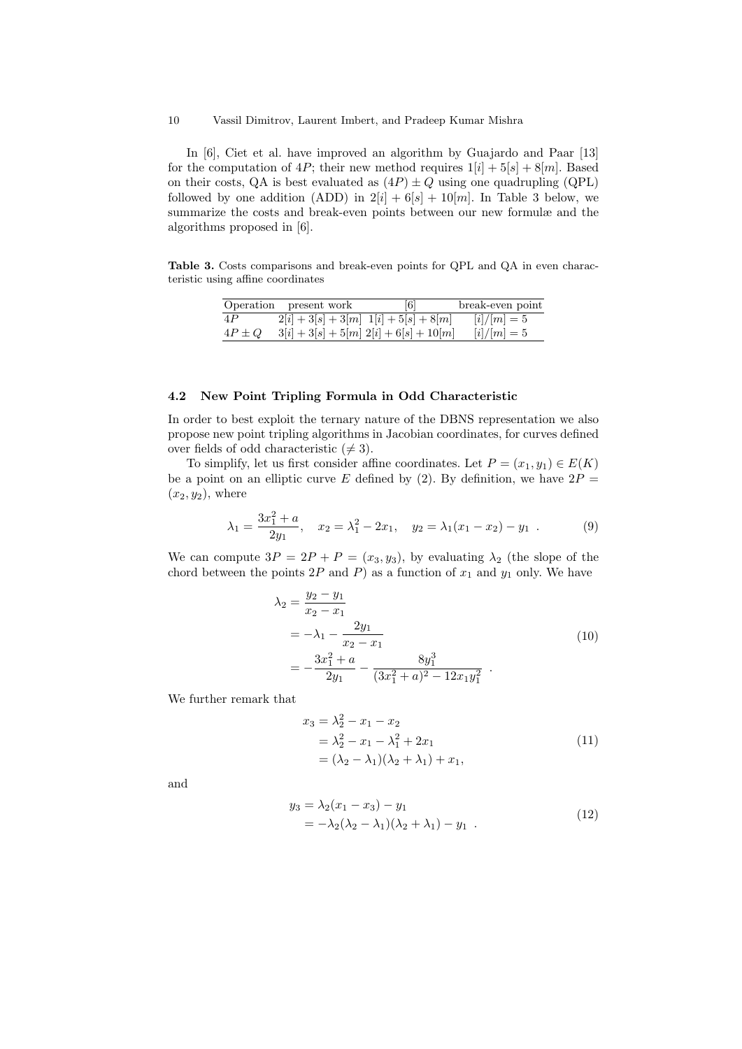In [6], Ciet et al. have improved an algorithm by Guajardo and Paar [13] for the computation of $4P$; their new method requires $1[i] + 5[s] + 8[m]$. Based on their costs, QA is best evaluated as $(4P) \pm Q$ using one quadrupling (QPL) followed by one addition (ADD) in $2[i] + 6[s] + 10[m]$. In Table 3 below, we summarize the costs and break-even points between our new formulæ and the algorithms proposed in [6].

**Table 3.** Costs comparisons and break-even points for QPL and QA in even characteristic using affine coordinates

| Operation | present work | [6] | break-even point |
|---|---|---|---|
| $4P$ | $2[i] + 3[s] + 3[m]$ | $1[i] + 5[s] + 8[m]$ | $[i]/[m] = 5$ |
| $4P \pm Q$ | $3[i] + 3[s] + 5[m]$ | $2[i] + 6[s] + 10[m]$ | $[i]/[m] = 5$ |

### 4.2 New Point Tripling Formula in Odd Characteristic

In order to best exploit the ternary nature of the DBNS representation we also propose new point tripling algorithms in Jacobian coordinates, for curves defined over fields of odd characteristic ($\neq 3$).

To simplify, let us first consider affine coordinates. Let $P = (x_1, y_1) \in E(K)$ be a point on an elliptic curve $E$ defined by (2). By definition, we have $2P = (x_2, y_2)$, where

$$\lambda_1 = \frac{3x_1^2 + a}{2y_1}, \quad x_2 = \lambda_1^2 - 2x_1, \quad y_2 = \lambda_1(x_1 - x_2) - y_1 \ . \tag{9}$$

We can compute $3P = 2P + P = (x_3, y_3)$, by evaluating $\lambda_2$ (the slope of the chord between the points $2P$ and $P$) as a function of $x_1$ and $y_1$ only. We have

$$\begin{aligned} \lambda_2 &= \frac{y_2 - y_1}{x_2 - x_1} \\ &= -\lambda_1 - \frac{2y_1}{x_2 - x_1} \\ &= -\frac{3x_1^2 + a}{2y_1} - \frac{8y_1^3}{(3x_1^2 + a)^2 - 12x_1y_1^2} \ . \end{aligned} \tag{10}$$

We further remark that

$$\begin{aligned} x_3 &= \lambda_2^2 - x_1 - x_2 \\ &= \lambda_2^2 - x_1 - \lambda_1^2 + 2x_1 \\ &= (\lambda_2 - \lambda_1)(\lambda_2 + \lambda_1) + x_1, \end{aligned} \tag{11}$$

and

$$\begin{aligned} y_3 &= \lambda_2(x_1 - x_3) - y_1 \\ &= -\lambda_2(\lambda_2 - \lambda_1)(\lambda_2 + \lambda_1) - y_1 \ . \end{aligned} \tag{12}$$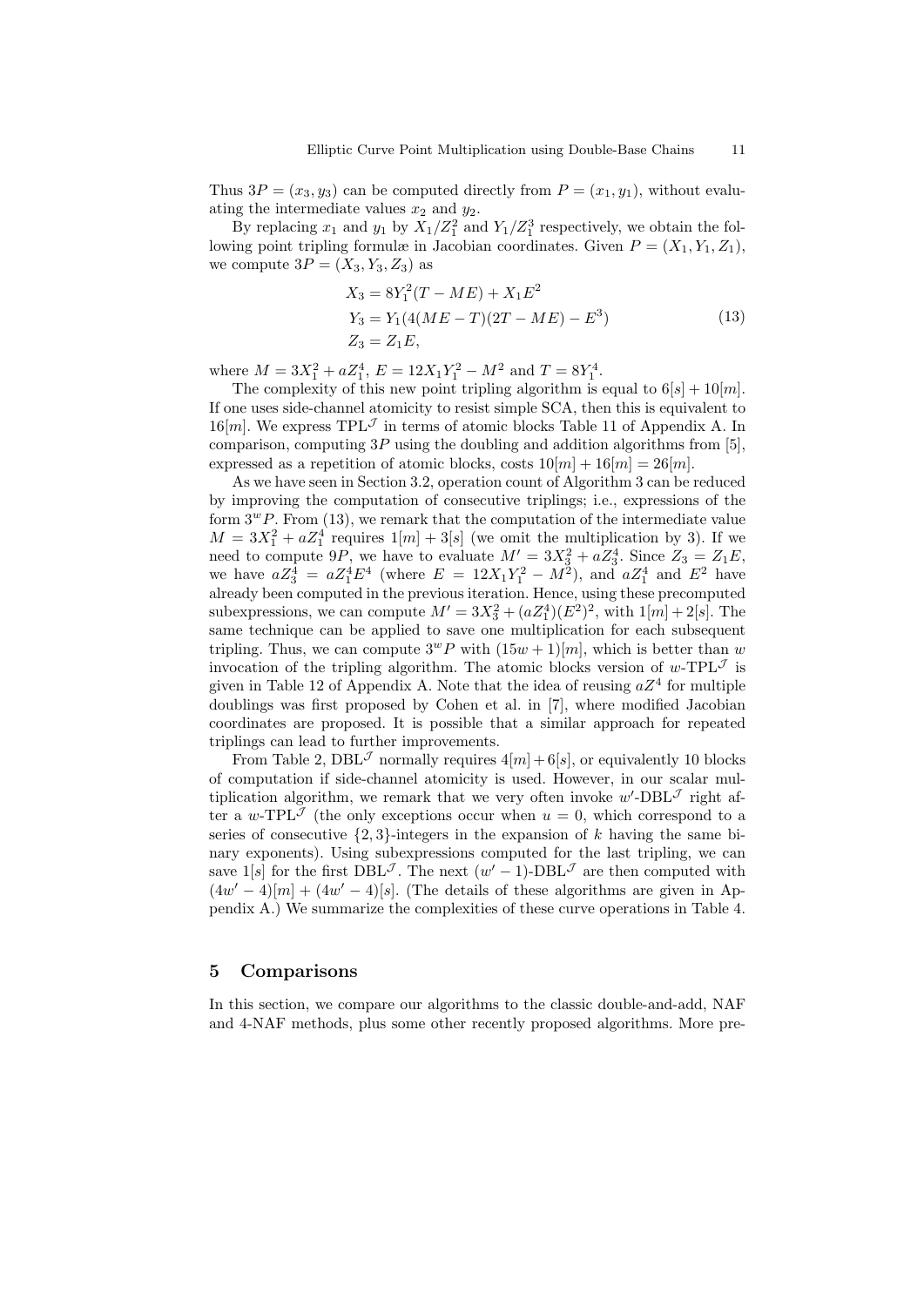Thus $3P = (x_3, y_3)$ can be computed directly from $P = (x_1, y_1)$, without evaluating the intermediate values $x_2$ and $y_2$.

By replacing $x_1$ and $y_1$ by $X_1/Z_1^2$ and $Y_1/Z_1^3$ respectively, we obtain the following point tripling formulæ in Jacobian coordinates. Given $P = (X_1, Y_1, Z_1)$, we compute $3P = (X_3, Y_3, Z_3)$ as

$$
\begin{aligned}
X_3 &= 8Y_1^2(T - ME) + X_1E^2 \\
Y_3 &= Y_1(4(ME - T)(2T - ME) - E^3) \\
Z_3 &= Z_1E,
\end{aligned}
\tag{13}
$$

where $M = 3X_1^2 + aZ_1^4$, $E = 12X_1Y_1^2 - M^2$ and $T = 8Y_1^4$.

The complexity of this new point tripling algorithm is equal to $6[s] + 10[m]$. If one uses side-channel atomicity to resist simple SCA, then this is equivalent to $16[m]$. We express $\text{TPL}^{\mathcal{J}}$ in terms of atomic blocks Table 11 of Appendix A. In comparison, computing $3P$ using the doubling and addition algorithms from [5], expressed as a repetition of atomic blocks, costs $10[m] + 16[m] = 26[m]$.

As we have seen in Section 3.2, operation count of Algorithm 3 can be reduced by improving the computation of consecutive triplings; i.e., expressions of the form $3^wP$. From (13), we remark that the computation of the intermediate value $M = 3X_1^2 + aZ_1^4$ requires $1[m] + 3[s]$ (we omit the multiplication by 3). If we need to compute $9P$, we have to evaluate $M' = 3X_3^2 + aZ_3^4$. Since $Z_3 = Z_1E$, we have $aZ_3^4 = aZ_1^4E^4$ (where $E = 12X_1Y_1^2 - M^2$), and $aZ_1^4$ and $E^2$ have already been computed in the previous iteration. Hence, using these precomputed subexpressions, we can compute $M' = 3X_3^2 + (aZ_1^4)(E^2)^2$, with $1[m] + 2[s]$. The same technique can be applied to save one multiplication for each subsequent tripling. Thus, we can compute $3^wP$ with $(15w + 1)[m]$, which is better than $w$ invocation of the tripling algorithm. The atomic blocks version of $w$-$\text{TPL}^{\mathcal{J}}$ is given in Table 12 of Appendix A. Note that the idea of reusing $aZ^4$ for multiple doublings was first proposed by Cohen et al. in [7], where modified Jacobian coordinates are proposed. It is possible that a similar approach for repeated triplings can lead to further improvements.

From Table 2, $\text{DBL}^{\mathcal{J}}$ normally requires $4[m] + 6[s]$, or equivalently 10 blocks of computation if side-channel atomicity is used. However, in our scalar multiplication algorithm, we remark that we very often invoke $w'$-$\text{DBL}^{\mathcal{J}}$ right after a $w$-$\text{TPL}^{\mathcal{J}}$ (the only exceptions occur when $u = 0$, which correspond to a series of consecutive $\{2, 3\}$-integers in the expansion of $k$ having the same binary exponents). Using subexpressions computed for the last tripling, we can save $1[s]$ for the first $\text{DBL}^{\mathcal{J}}$. The next $(w' - 1)$-$\text{DBL}^{\mathcal{J}}$ are then computed with $(4w' - 4)[m] + (4w' - 4)[s]$. (The details of these algorithms are given in Appendix A.) We summarize the complexities of these curve operations in Table 4.

## 5 Comparisons

In this section, we compare our algorithms to the classic double-and-add, NAF and 4-NAF methods, plus some other recently proposed algorithms. More pre-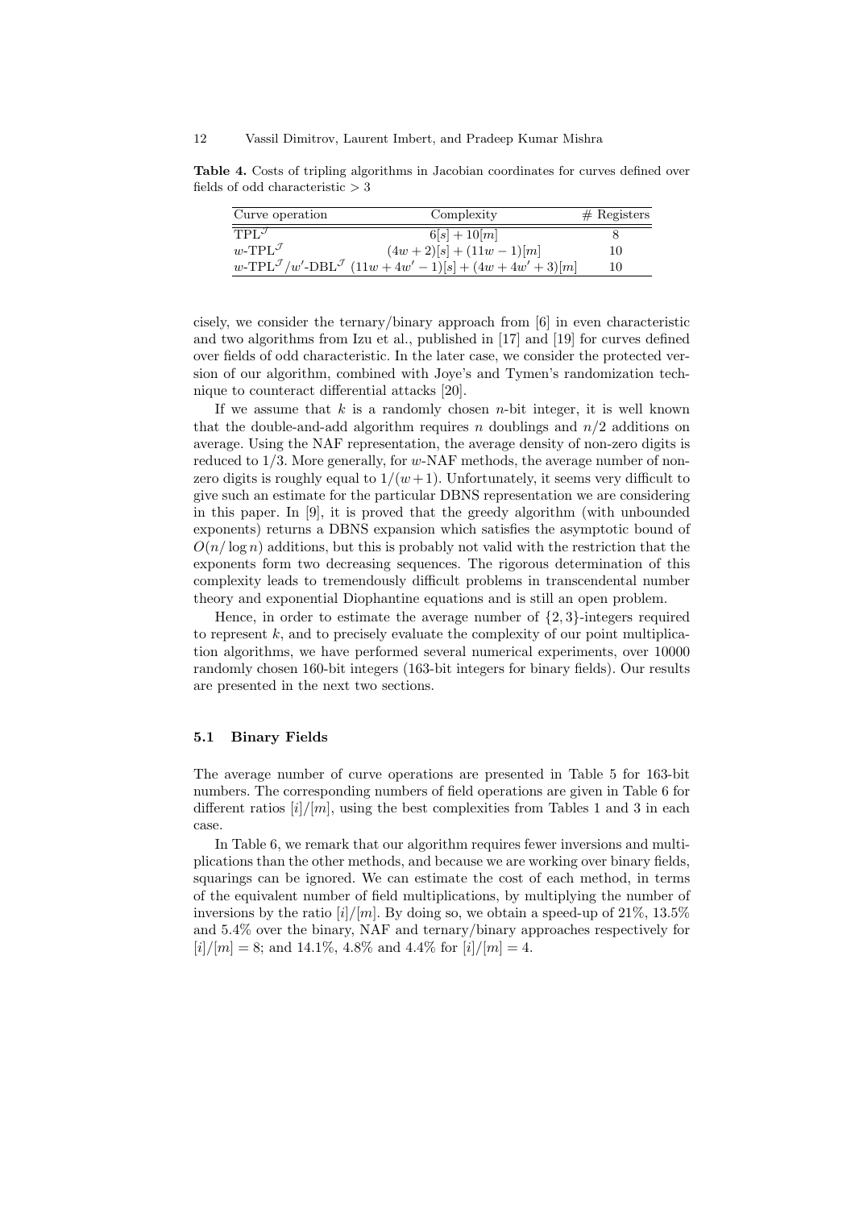**Table 4.** Costs of tripling algorithms in Jacobian coordinates for curves defined over fields of odd characteristic $> 3$

| Curve operation | Complexity | # Registers |
|---|---|---|
| $\text{TPL}^{\mathcal{J}}$ | $6[s] + 10[m]$ | 8 |
| $w\text{-TPL}^{\mathcal{J}}$ | $(4w + 2)[s] + (11w - 1)[m]$ | 10 |
| $w\text{-TPL}^{\mathcal{J}}/w'\text{-DBL}^{\mathcal{J}}$ | $(11w + 4w' - 1)[s] + (4w + 4w' + 3)[m]$ | 10 |

cisely, we consider the ternary/binary approach from [6] in even characteristic and two algorithms from Izu et al., published in [17] and [19] for curves defined over fields of odd characteristic. In the later case, we consider the protected version of our algorithm, combined with Joye's and Tymen's randomization technique to counteract differential attacks [20].

If we assume that $k$ is a randomly chosen $n$-bit integer, it is well known that the double-and-add algorithm requires $n$ doublings and $n/2$ additions on average. Using the NAF representation, the average density of non-zero digits is reduced to $1/3$. More generally, for $w$-NAF methods, the average number of non-zero digits is roughly equal to $1/(w+1)$. Unfortunately, it seems very difficult to give such an estimate for the particular DBNS representation we are considering in this paper. In [9], it is proved that the greedy algorithm (with unbounded exponents) returns a DBNS expansion which satisfies the asymptotic bound of $O(n/\log n)$ additions, but this is probably not valid with the restriction that the exponents form two decreasing sequences. The rigorous determination of this complexity leads to tremendously difficult problems in transcendental number theory and exponential Diophantine equations and is still an open problem.

Hence, in order to estimate the average number of $\{2, 3\}$-integers required to represent $k$, and to precisely evaluate the complexity of our point multiplication algorithms, we have performed several numerical experiments, over 10000 randomly chosen 160-bit integers (163-bit integers for binary fields). Our results are presented in the next two sections.

### 5.1 Binary Fields

The average number of curve operations are presented in Table 5 for 163-bit numbers. The corresponding numbers of field operations are given in Table 6 for different ratios $[i]/[m]$, using the best complexities from Tables 1 and 3 in each case.

In Table 6, we remark that our algorithm requires fewer inversions and multiplications than the other methods, and because we are working over binary fields, squarings can be ignored. We can estimate the cost of each method, in terms of the equivalent number of field multiplications, by multiplying the number of inversions by the ratio $[i]/[m]$. By doing so, we obtain a speed-up of 21%, 13.5% and 5.4% over the binary, NAF and ternary/binary approaches respectively for $[i]/[m] = 8$; and 14.1%, 4.8% and 4.4% for $[i]/[m] = 4$.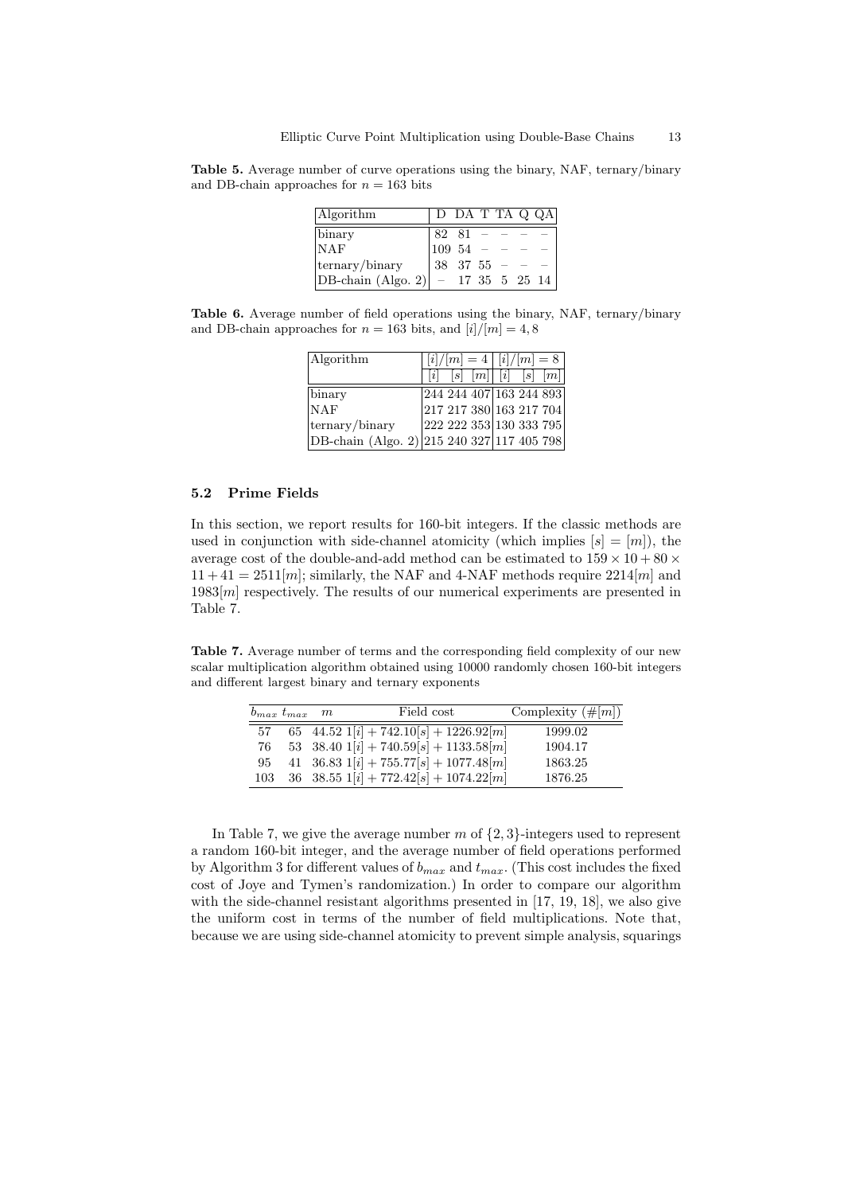**Table 5.** Average number of curve operations using the binary, NAF, ternary/binary and DB-chain approaches for $n = 163$ bits

| Algorithm | D | DA | T | TA | Q | QA |
|---|---|---|---|---|---|---|
| binary | 82 | 81 | – | – | – | – |
| NAF | 109 | 54 | – | – | – | – |
| ternary/binary | 38 | 37 | 55 | – | – | – |
| DB-chain (Algo. 2) | – | 17 | 35 | 5 | 25 | 14 |

**Table 6.** Average number of field operations using the binary, NAF, ternary/binary and DB-chain approaches for $n = 163$ bits, and $[i]/[m] = 4, 8$

| Algorithm | $[i]/[m] = 4$ | | | $[i]/[m] = 8$ | | |
|---|---|---|---|---|---|---|
| | $[i]$ | $[s]$ | $[m]$ | $[i]$ | $[s]$ | $[m]$ |
| binary | 244 | 244 | 407 | 163 | 244 | 893 |
| NAF | 217 | 217 | 380 | 163 | 217 | 704 |
| ternary/binary | 222 | 222 | 353 | 130 | 333 | 795 |
| DB-chain (Algo. 2) | 215 | 240 | 327 | 117 | 405 | 798 |

### 5.2 Prime Fields

In this section, we report results for 160-bit integers. If the classic methods are used in conjunction with side-channel atomicity (which implies $[s] = [m]$), the average cost of the double-and-add method can be estimated to $159 \times 10 + 80 \times 11 + 41 = 2511[m]$; similarly, the NAF and 4-NAF methods require $2214[m]$ and $1983[m]$ respectively. The results of our numerical experiments are presented in Table 7.

**Table 7.** Average number of terms and the corresponding field complexity of our new scalar multiplication algorithm obtained using 10000 randomly chosen 160-bit integers and different largest binary and ternary exponents

| $b_{max}$ | $t_{max}$ | $m$ | Field cost | Complexity ($\#[m]$) |
|---|---|---|---|---|
| 57 | 65 | 44.52 | $1[i] + 742.10[s] + 1226.92[m]$ | 1999.02 |
| 76 | 53 | 38.40 | $1[i] + 740.59[s] + 1133.58[m]$ | 1904.17 |
| 95 | 41 | 36.83 | $1[i] + 755.77[s] + 1077.48[m]$ | 1863.25 |
| 103 | 36 | 38.55 | $1[i] + 772.42[s] + 1074.22[m]$ | 1876.25 |

In Table 7, we give the average number $m$ of $\{2, 3\}$-integers used to represent a random 160-bit integer, and the average number of field operations performed by Algorithm 3 for different values of $b_{max}$ and $t_{max}$. (This cost includes the fixed cost of Joye and Tymen's randomization.) In order to compare our algorithm with the side-channel resistant algorithms presented in [17, 19, 18], we also give the uniform cost in terms of the number of field multiplications. Note that, because we are using side-channel atomicity to prevent simple analysis, squarings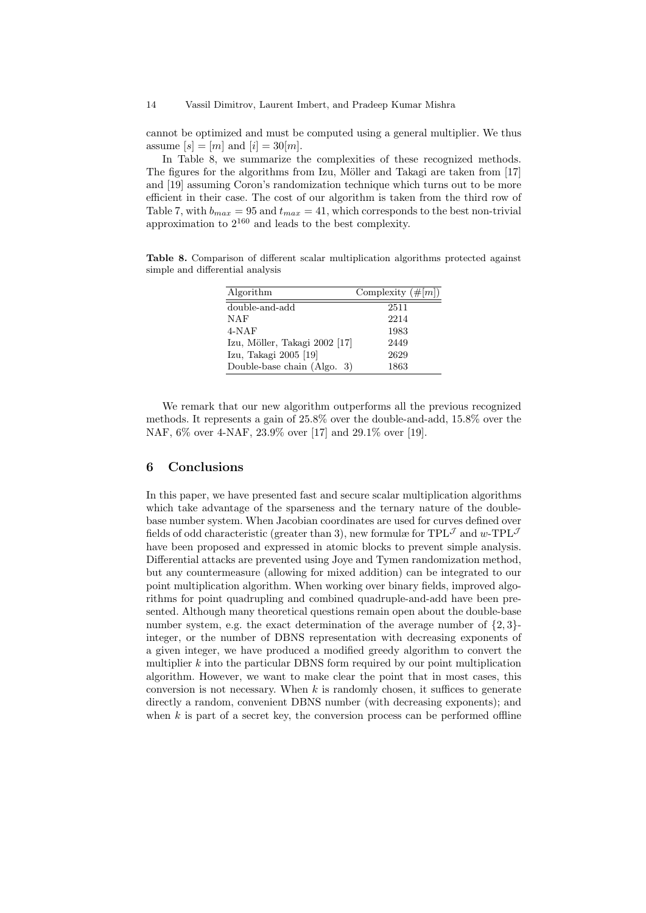cannot be optimized and must be computed using a general multiplier. We thus assume $[s] = [m]$ and $[i] = 30[m]$.

In Table 8, we summarize the complexities of these recognized methods. The figures for the algorithms from Izu, Möller and Takagi are taken from [17] and [19] assuming Coron's randomization technique which turns out to be more efficient in their case. The cost of our algorithm is taken from the third row of Table 7, with $b_{max} = 95$ and $t_{max} = 41$, which corresponds to the best non-trivial approximation to $2^{160}$ and leads to the best complexity.

**Table 8.** Comparison of different scalar multiplication algorithms protected against simple and differential analysis

| Algorithm | Complexity ($\#[m]$) |
|---|---|
| double-and-add | 2511 |
| NAF | 2214 |
| 4-NAF | 1983 |
| Izu, Möller, Takagi 2002 [17] | 2449 |
| Izu, Takagi 2005 [19] | 2629 |
| Double-base chain (Algo. 3) | 1863 |

We remark that our new algorithm outperforms all the previous recognized methods. It represents a gain of 25.8% over the double-and-add, 15.8% over the NAF, 6% over 4-NAF, 23.9% over [17] and 29.1% over [19].

## 6 Conclusions

In this paper, we have presented fast and secure scalar multiplication algorithms which take advantage of the sparseness and the ternary nature of the double-base number system. When Jacobian coordinates are used for curves defined over fields of odd characteristic (greater than 3), new formulæ for $\text{TPL}^{\mathcal{J}}$ and $w\text{-TPL}^{\mathcal{J}}$ have been proposed and expressed in atomic blocks to prevent simple analysis. Differential attacks are prevented using Joye and Tymen randomization method, but any countermeasure (allowing for mixed addition) can be integrated to our point multiplication algorithm. When working over binary fields, improved algorithms for point quadrupling and combined quadruple-and-add have been presented. Although many theoretical questions remain open about the double-base number system, e.g. the exact determination of the average number of $\{2,3\}$-integer, or the number of DBNS representation with decreasing exponents of a given integer, we have produced a modified greedy algorithm to convert the multiplier $k$ into the particular DBNS form required by our point multiplication algorithm. However, we want to make clear the point that in most cases, this conversion is not necessary. When $k$ is randomly chosen, it suffices to generate directly a random, convenient DBNS number (with decreasing exponents); and when $k$ is part of a secret key, the conversion process can be performed offline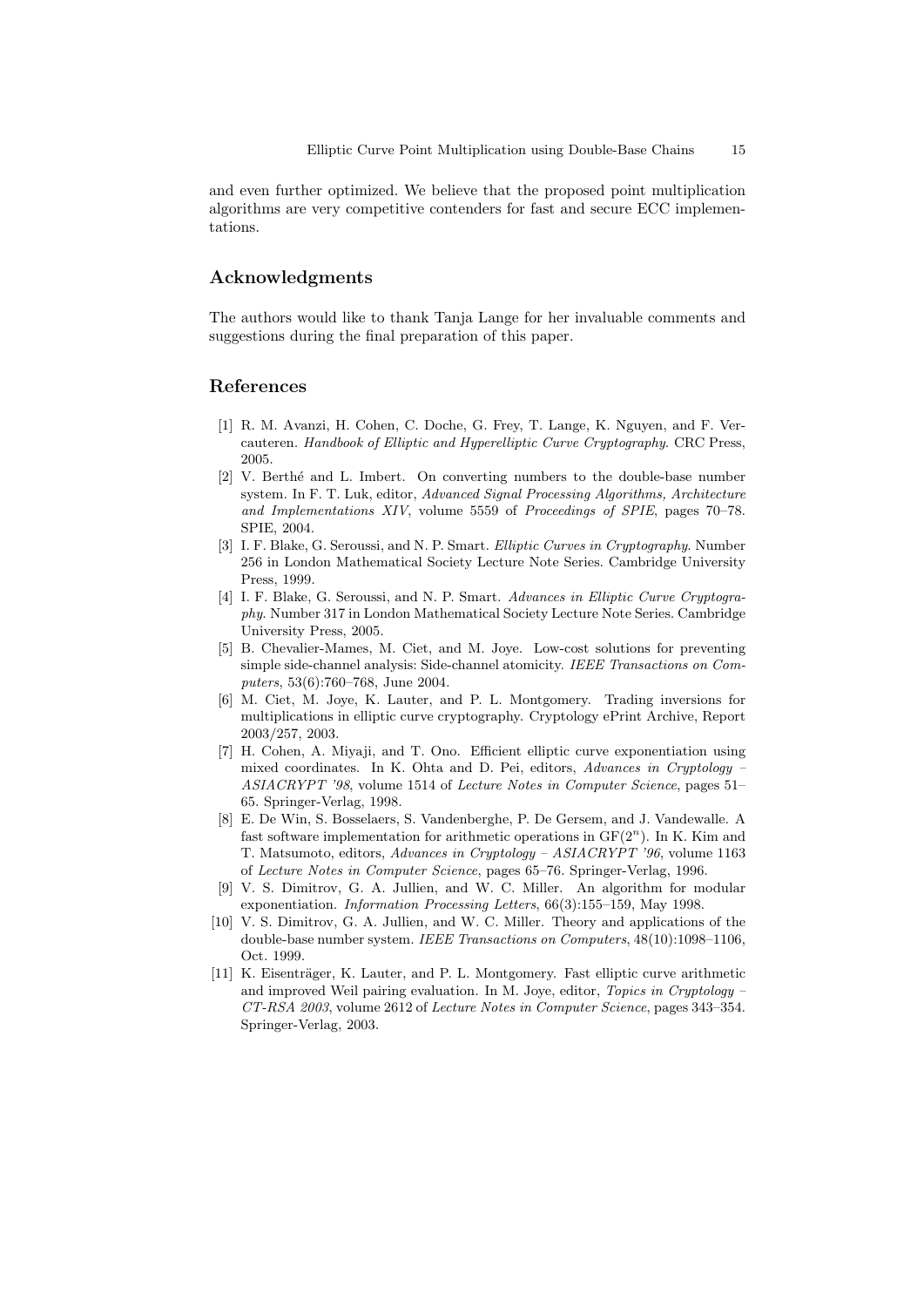and even further optimized. We believe that the proposed point multiplication algorithms are very competitive contenders for fast and secure ECC implementations.

## Acknowledgments

The authors would like to thank Tanja Lange for her invaluable comments and suggestions during the final preparation of this paper.

## References

[1] R. M. Avanzi, H. Cohen, C. Doche, G. Frey, T. Lange, K. Nguyen, and F. Vercauteren. *Handbook of Elliptic and Hyperelliptic Curve Cryptography*. CRC Press, 2005.

[2] V. Berthé and L. Imbert. On converting numbers to the double-base number system. In F. T. Luk, editor, *Advanced Signal Processing Algorithms, Architecture and Implementations XIV*, volume 5559 of *Proceedings of SPIE*, pages 70–78. SPIE, 2004.

[3] I. F. Blake, G. Seroussi, and N. P. Smart. *Elliptic Curves in Cryptography*. Number 256 in London Mathematical Society Lecture Note Series. Cambridge University Press, 1999.

[4] I. F. Blake, G. Seroussi, and N. P. Smart. *Advances in Elliptic Curve Cryptography*. Number 317 in London Mathematical Society Lecture Note Series. Cambridge University Press, 2005.

[5] B. Chevalier-Mames, M. Ciet, and M. Joye. Low-cost solutions for preventing simple side-channel analysis: Side-channel atomicity. *IEEE Transactions on Computers*, 53(6):760–768, June 2004.

[6] M. Ciet, M. Joye, K. Lauter, and P. L. Montgomery. Trading inversions for multiplications in elliptic curve cryptography. Cryptology ePrint Archive, Report 2003/257, 2003.

[7] H. Cohen, A. Miyaji, and T. Ono. Efficient elliptic curve exponentiation using mixed coordinates. In K. Ohta and D. Pei, editors, *Advances in Cryptology – ASIACRYPT '98*, volume 1514 of *Lecture Notes in Computer Science*, pages 51–65. Springer-Verlag, 1998.

[8] E. De Win, S. Bosselaers, S. Vandenberghe, P. De Gersem, and J. Vandewalle. A fast software implementation for arithmetic operations in $\mathrm{GF}(2^n)$. In K. Kim and T. Matsumoto, editors, *Advances in Cryptology – ASIACRYPT '96*, volume 1163 of *Lecture Notes in Computer Science*, pages 65–76. Springer-Verlag, 1996.

[9] V. S. Dimitrov, G. A. Jullien, and W. C. Miller. An algorithm for modular exponentiation. *Information Processing Letters*, 66(3):155–159, May 1998.

[10] V. S. Dimitrov, G. A. Jullien, and W. C. Miller. Theory and applications of the double-base number system. *IEEE Transactions on Computers*, 48(10):1098–1106, Oct. 1999.

[11] K. Eisenträger, K. Lauter, and P. L. Montgomery. Fast elliptic curve arithmetic and improved Weil pairing evaluation. In M. Joye, editor, *Topics in Cryptology – CT-RSA 2003*, volume 2612 of *Lecture Notes in Computer Science*, pages 343–354. Springer-Verlag, 2003.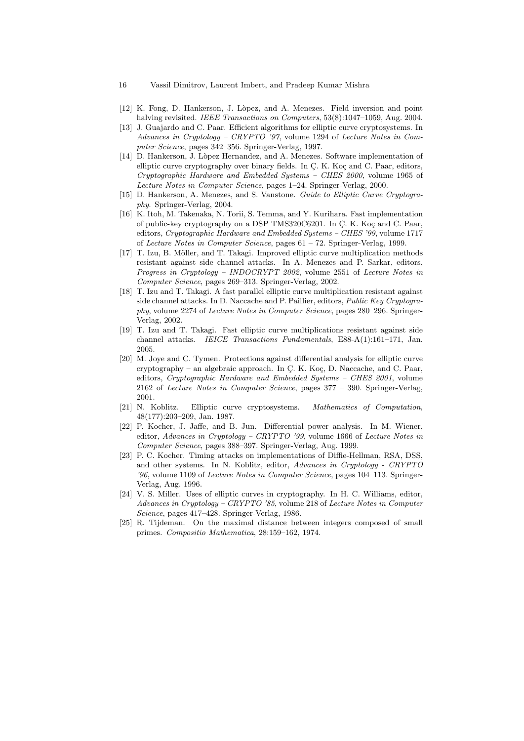[12] K. Fong, D. Hankerson, J. Lòpez, and A. Menezes. Field inversion and point halving revisited. *IEEE Transactions on Computers*, 53(8):1047–1059, Aug. 2004.

[13] J. Guajardo and C. Paar. Efficient algorithms for elliptic curve cryptosystems. In *Advances in Cryptology – CRYPTO '97*, volume 1294 of *Lecture Notes in Computer Science*, pages 342–356. Springer-Verlag, 1997.

[14] D. Hankerson, J. Lòpez Hernandez, and A. Menezes. Software implementation of elliptic curve cryptography over binary fields. In Ç. K. Koç and C. Paar, editors, *Cryptographic Hardware and Embedded Systems – CHES 2000*, volume 1965 of *Lecture Notes in Computer Science*, pages 1–24. Springer-Verlag, 2000.

[15] D. Hankerson, A. Menezes, and S. Vanstone. *Guide to Elliptic Curve Cryptography*. Springer-Verlag, 2004.

[16] K. Itoh, M. Takenaka, N. Torii, S. Temma, and Y. Kurihara. Fast implementation of public-key cryptography on a DSP TMS320C6201. In Ç. K. Koç and C. Paar, editors, *Cryptographic Hardware and Embedded Systems – CHES '99*, volume 1717 of *Lecture Notes in Computer Science*, pages 61 – 72. Springer-Verlag, 1999.

[17] T. Izu, B. Möller, and T. Takagi. Improved elliptic curve multiplication methods resistant against side channel attacks. In A. Menezes and P. Sarkar, editors, *Progress in Cryptology – INDOCRYPT 2002*, volume 2551 of *Lecture Notes in Computer Science*, pages 269–313. Springer-Verlag, 2002.

[18] T. Izu and T. Takagi. A fast parallel elliptic curve multiplication resistant against side channel attacks. In D. Naccache and P. Paillier, editors, *Public Key Cryptography*, volume 2274 of *Lecture Notes in Computer Science*, pages 280–296. Springer-Verlag, 2002.

[19] T. Izu and T. Takagi. Fast elliptic curve multiplications resistant against side channel attacks. *IEICE Transactions Fundamentals*, E88-A(1):161–171, Jan. 2005.

[20] M. Joye and C. Tymen. Protections against differential analysis for elliptic curve cryptography – an algebraic approach. In Ç. K. Koç, D. Naccache, and C. Paar, editors, *Cryptographic Hardware and Embedded Systems – CHES 2001*, volume 2162 of *Lecture Notes in Computer Science*, pages 377 – 390. Springer-Verlag, 2001.

[21] N. Koblitz. Elliptic curve cryptosystems. *Mathematics of Computation*, 48(177):203–209, Jan. 1987.

[22] P. Kocher, J. Jaffe, and B. Jun. Differential power analysis. In M. Wiener, editor, *Advances in Cryptology – CRYPTO '99*, volume 1666 of *Lecture Notes in Computer Science*, pages 388–397. Springer-Verlag, Aug. 1999.

[23] P. C. Kocher. Timing attacks on implementations of Diffie-Hellman, RSA, DSS, and other systems. In N. Koblitz, editor, *Advances in Cryptology - CRYPTO '96*, volume 1109 of *Lecture Notes in Computer Science*, pages 104–113. Springer-Verlag, Aug. 1996.

[24] V. S. Miller. Uses of elliptic curves in cryptography. In H. C. Williams, editor, *Advances in Cryptology – CRYPTO '85*, volume 218 of *Lecture Notes in Computer Science*, pages 417–428. Springer-Verlag, 1986.

[25] R. Tijdeman. On the maximal distance between integers composed of small primes. *Compositio Mathematica*, 28:159–162, 1974.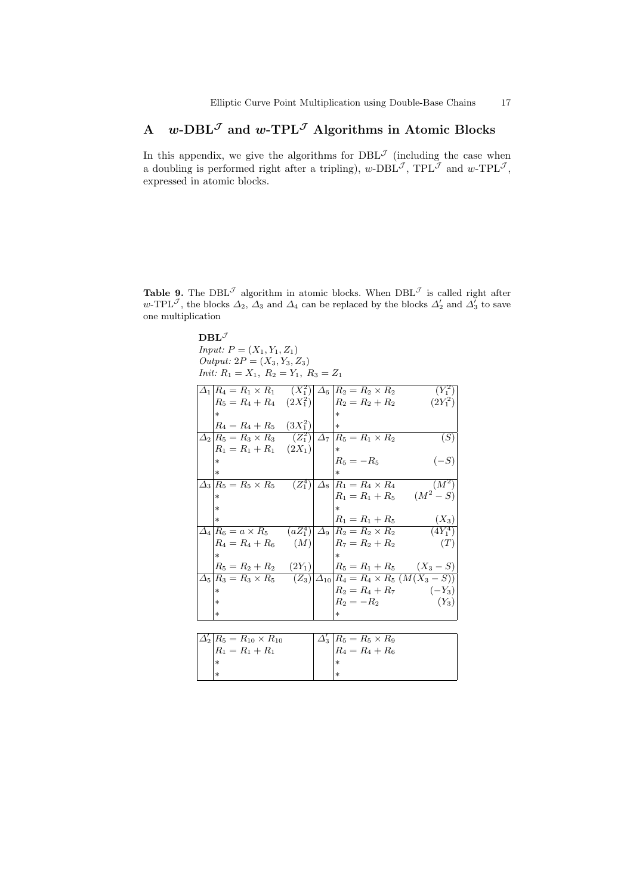## A $w$-DBL$^{\mathcal{J}}$ and $w$-TPL$^{\mathcal{J}}$ Algorithms in Atomic Blocks

In this appendix, we give the algorithms for DBL$^{\mathcal{J}}$ (including the case when a doubling is performed right after a tripling), $w$-DBL$^{\mathcal{J}}$, TPL$^{\mathcal{J}}$ and $w$-TPL$^{\mathcal{J}}$, expressed in atomic blocks.

**Table 9.** The DBL$^{\mathcal{J}}$ algorithm in atomic blocks. When DBL$^{\mathcal{J}}$ is called right after $w$-TPL$^{\mathcal{J}}$, the blocks $\Delta_2$, $\Delta_3$ and $\Delta_4$ can be replaced by the blocks $\Delta_2'$ and $\Delta_3'$ to save one multiplication

**DBL$^{\mathcal{J}}$**
*Input:* $P = (X_1, Y_1, Z_1)$
*Output:* $2P = (X_3, Y_3, Z_3)$
*Init:* $R_1 = X_1,\ R_2 = Y_1,\ R_3 = Z_1$

| | | | | | |
|---|---|---|---|---|---|
| $\Delta_1$ | $R_4 = R_1 \times R_1$ | $(X_1^2)$ | $\Delta_6$ | $R_2 = R_2 \times R_2$ | $(Y_1^2)$ |
| | $R_5 = R_4 + R_4$ | $(2X_1^2)$ | | $R_2 = R_2 + R_2$ | $(2Y_1^2)$ |
| | * | | | * | |
| | $R_4 = R_4 + R_5$ | $(3X_1^2)$ | | * | |
| $\Delta_2$ | $R_5 = R_3 \times R_3$ | $(Z_1^2)$ | $\Delta_7$ | $R_5 = R_1 \times R_2$ | $(S)$ |
| | $R_1 = R_1 + R_1$ | $(2X_1)$ | | * | |
| | * | | | $R_5 = -R_5$ | $(-S)$ |
| | * | | | * | |
| $\Delta_3$ | $R_5 = R_5 \times R_5$ | $(Z_1^4)$ | $\Delta_8$ | $R_1 = R_4 \times R_4$ | $(M^2)$ |
| | * | | | $R_1 = R_1 + R_5$ | $(M^2 - S)$ |
| | * | | | * | |
| | * | | | $R_1 = R_1 + R_5$ | $(X_3)$ |
| $\Delta_4$ | $R_6 = a \times R_5$ | $(aZ_1^4)$ | $\Delta_9$ | $R_2 = R_2 \times R_2$ | $(4Y_1^4)$ |
| | $R_4 = R_4 + R_6$ | $(M)$ | | $R_7 = R_2 + R_2$ | $(T)$ |
| | * | | | * | |
| | $R_5 = R_2 + R_2$ | $(2Y_1)$ | | $R_5 = R_1 + R_5$ | $(X_3 - S)$ |
| $\Delta_5$ | $R_3 = R_3 \times R_5$ | $(Z_3)$ | $\Delta_{10}$ | $R_4 = R_4 \times R_5$ | $(M(X_3 - S))$ |
| | * | | | $R_2 = R_4 + R_7$ | $(-Y_3)$ |
| | * | | | $R_2 = -R_2$ | $(Y_3)$ |
| | * | | | * | |

| | | | |
|---|---|---|---|
| $\Delta_2'$ | $R_5 = R_{10} \times R_{10}$ | $\Delta_3'$ | $R_5 = R_5 \times R_9$ |
| | $R_1 = R_1 + R_1$ | | $R_4 = R_4 + R_6$ |
| | * | | * |
| | * | | * |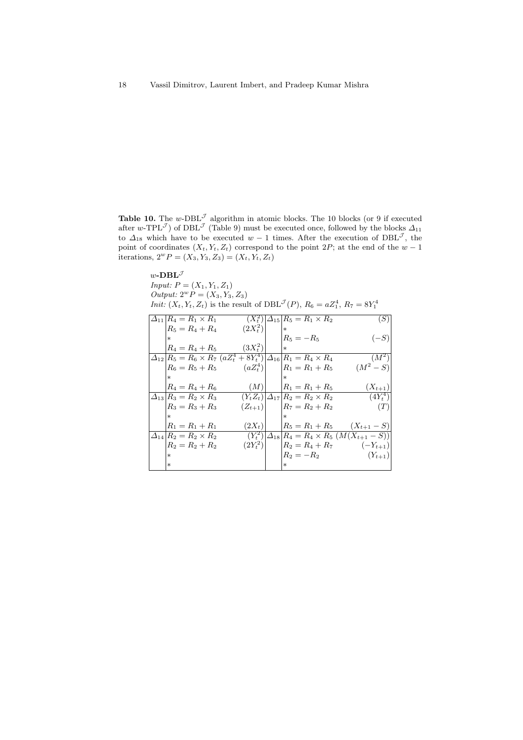**Table 10.** The $w$-DBL$^{\mathcal{J}}$ algorithm in atomic blocks. The 10 blocks (or 9 if executed after $w$-TPL$^{\mathcal{J}}$) of DBL$^{\mathcal{J}}$ (Table 9) must be executed once, followed by the blocks $\Delta_{11}$ to $\Delta_{18}$ which have to be executed $w-1$ times. After the execution of DBL$^{\mathcal{J}}$, the point of coordinates $(X_t, Y_t, Z_t)$ correspond to the point $2P$; at the end of the $w-1$ iterations, $2^w P = (X_3, Y_3, Z_3) = (X_t, Y_t, Z_t)$

**$w$-DBL$^{\mathcal{J}}$**

*Input:* $P = (X_1, Y_1, Z_1)$

*Output:* $2^w P = (X_3, Y_3, Z_3)$

*Init:* $(X_t, Y_t, Z_t)$ is the result of DBL$^{\mathcal{J}}(P)$, $R_6 = aZ_1^4$, $R_7 = 8Y_1^4$

| | | | | | |
|---|---|---|---|---|---|
| $\Delta_{11}$ | $R_4 = R_1 \times R_1$ | $(X_t^2)$ | $\Delta_{15}$ | $R_5 = R_1 \times R_2$ | $(S)$ |
| | $R_5 = R_4 + R_4$ | $(2X_t^2)$ | | * | |
| | * | | | $R_5 = -R_5$ | $(-S)$ |
| | $R_4 = R_4 + R_5$ | $(3X_t^2)$ | | * | |
| $\Delta_{12}$ | $R_5 = R_6 \times R_7$ | $(aZ_t^4 + 8Y_t^4)$ | $\Delta_{16}$ | $R_1 = R_4 \times R_4$ | $(M^2)$ |
| | $R_6 = R_5 + R_5$ | $(aZ_t^4)$ | | $R_1 = R_1 + R_5$ | $(M^2 - S)$ |
| | * | | | * | |
| | $R_4 = R_4 + R_6$ | $(M)$ | | $R_1 = R_1 + R_5$ | $(X_{t+1})$ |
| $\Delta_{13}$ | $R_3 = R_2 \times R_3$ | $(Y_t Z_t)$ | $\Delta_{17}$ | $R_2 = R_2 \times R_2$ | $(4Y_t^4)$ |
| | $R_3 = R_3 + R_3$ | $(Z_{t+1})$ | | $R_7 = R_2 + R_2$ | $(T)$ |
| | * | | | * | |
| | $R_1 = R_1 + R_1$ | $(2X_t)$ | | $R_5 = R_1 + R_5$ | $(X_{t+1} - S)$ |
| $\Delta_{14}$ | $R_2 = R_2 \times R_2$ | $(Y_t^2)$ | $\Delta_{18}$ | $R_4 = R_4 \times R_5$ | $(M(X_{t+1} - S))$ |
| | $R_2 = R_2 + R_2$ | $(2Y_t^2)$ | | $R_2 = R_4 + R_7$ | $(-Y_{t+1})$ |
| | * | | | $R_2 = -R_2$ | $(Y_{t+1})$ |
| | * | | | * | |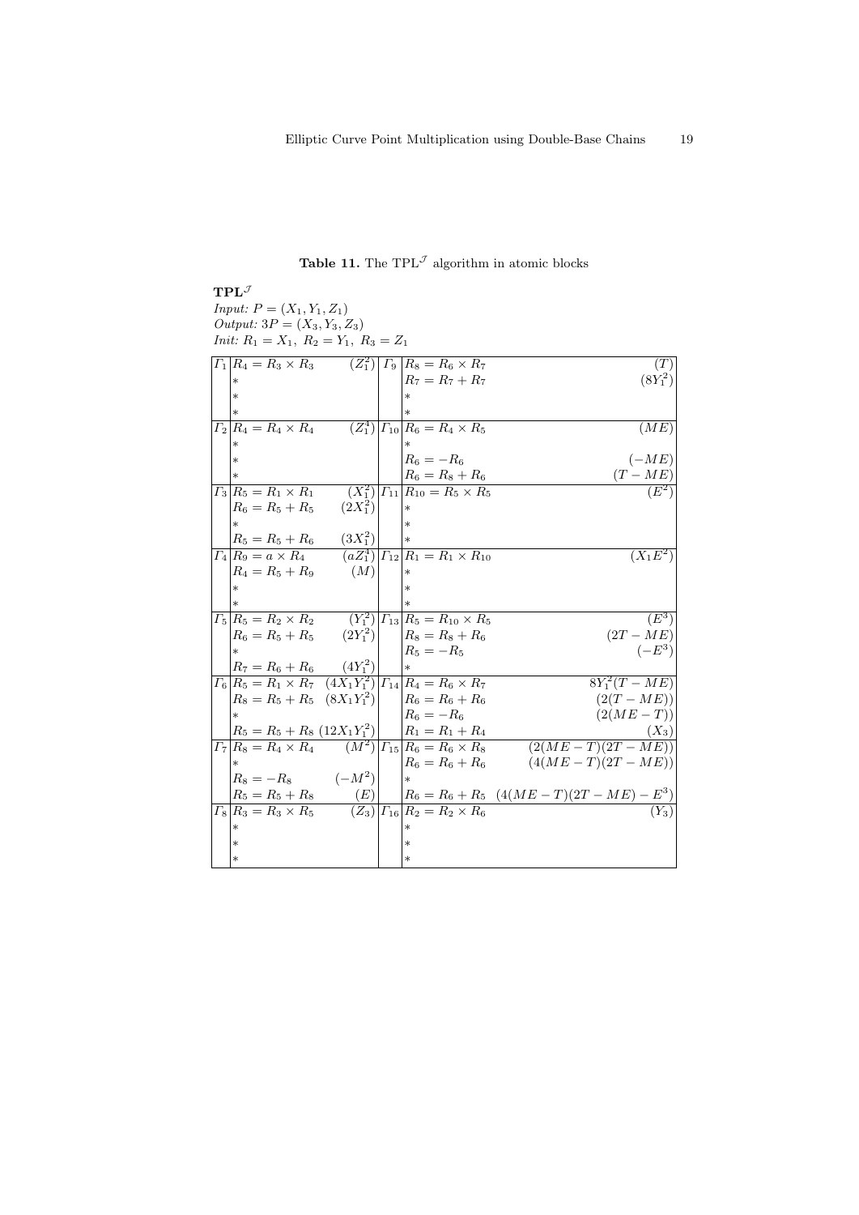**Table 11.** The $\text{TPL}^{\mathcal{J}}$ algorithm in atomic blocks

$\textbf{TPL}^{\mathcal{J}}$
*Input:* $P = (X_1, Y_1, Z_1)$
*Output:* $3P = (X_3, Y_3, Z_3)$
*Init:* $R_1 = X_1,\ R_2 = Y_1,\ R_3 = Z_1$

| | | | | | |
|---|---|---|---|---|---|
| $\Gamma_1$ | $R_4 = R_3 \times R_3$ | $(Z_1^2)$ | $\Gamma_9$ | $R_8 = R_6 \times R_7$ | $(T)$ |
| | $*$ | | | $R_7 = R_7 + R_7$ | $(8Y_1^2)$ |
| | $*$ | | | $*$ | |
| | $*$ | | | $*$ | |
| $\Gamma_2$ | $R_4 = R_4 \times R_4$ | $(Z_1^4)$ | $\Gamma_{10}$ | $R_6 = R_4 \times R_5$ | $(ME)$ |
| | $*$ | | | $*$ | |
| | $*$ | | | $R_6 = -R_6$ | $(-ME)$ |
| | $*$ | | | $R_6 = R_8 + R_6$ | $(T - ME)$ |
| $\Gamma_3$ | $R_5 = R_1 \times R_1$ | $(X_1^2)$ | $\Gamma_{11}$ | $R_{10} = R_5 \times R_5$ | $(E^2)$ |
| | $R_6 = R_5 + R_5$ | $(2X_1^2)$ | | $*$ | |
| | $*$ | | | $*$ | |
| | $R_5 = R_5 + R_6$ | $(3X_1^2)$ | | $*$ | |
| $\Gamma_4$ | $R_9 = a \times R_4$ | $(aZ_1^4)$ | $\Gamma_{12}$ | $R_1 = R_1 \times R_{10}$ | $(X_1E^2)$ |
| | $R_4 = R_5 + R_9$ | $(M)$ | | $*$ | |
| | $*$ | | | $*$ | |
| | $*$ | | | $*$ | |
| $\Gamma_5$ | $R_5 = R_2 \times R_2$ | $(Y_1^2)$ | $\Gamma_{13}$ | $R_5 = R_{10} \times R_5$ | $(E^3)$ |
| | $R_6 = R_5 + R_5$ | $(2Y_1^2)$ | | $R_8 = R_8 + R_6$ | $(2T - ME)$ |
| | $*$ | | | $R_5 = -R_5$ | $(-E^3)$ |
| | $R_7 = R_6 + R_6$ | $(4Y_1^2)$ | | $*$ | |
| $\Gamma_6$ | $R_5 = R_1 \times R_7$ | $(4X_1Y_1^2)$ | $\Gamma_{14}$ | $R_4 = R_6 \times R_7$ | $8Y_1^2(T - ME)$ |
| | $R_8 = R_5 + R_5$ | $(8X_1Y_1^2)$ | | $R_6 = R_6 + R_6$ | $(2(T - ME))$ |
| | $*$ | | | $R_6 = -R_6$ | $(2(ME - T))$ |
| | $R_5 = R_5 + R_8$ | $(12X_1Y_1^2)$ | | $R_1 = R_1 + R_4$ | $(X_3)$ |
| $\Gamma_7$ | $R_8 = R_4 \times R_4$ | $(M^2)$ | $\Gamma_{15}$ | $R_6 = R_6 \times R_8$ | $(2(ME - T)(2T - ME))$ |
| | $*$ | | | $R_6 = R_6 + R_6$ | $(4(ME - T)(2T - ME))$ |
| | $R_8 = -R_8$ | $(-M^2)$ | | $*$ | |
| | $R_5 = R_5 + R_8$ | $(E)$ | | $R_6 = R_6 + R_5$ | $(4(ME - T)(2T - ME) - E^3)$ |
| $\Gamma_8$ | $R_3 = R_3 \times R_5$ | $(Z_3)$ | $\Gamma_{16}$ | $R_2 = R_2 \times R_6$ | $(Y_3)$ |
| | $*$ | | | $*$ | |
| | $*$ | | | $*$ | |
| | $*$ | | | $*$ | |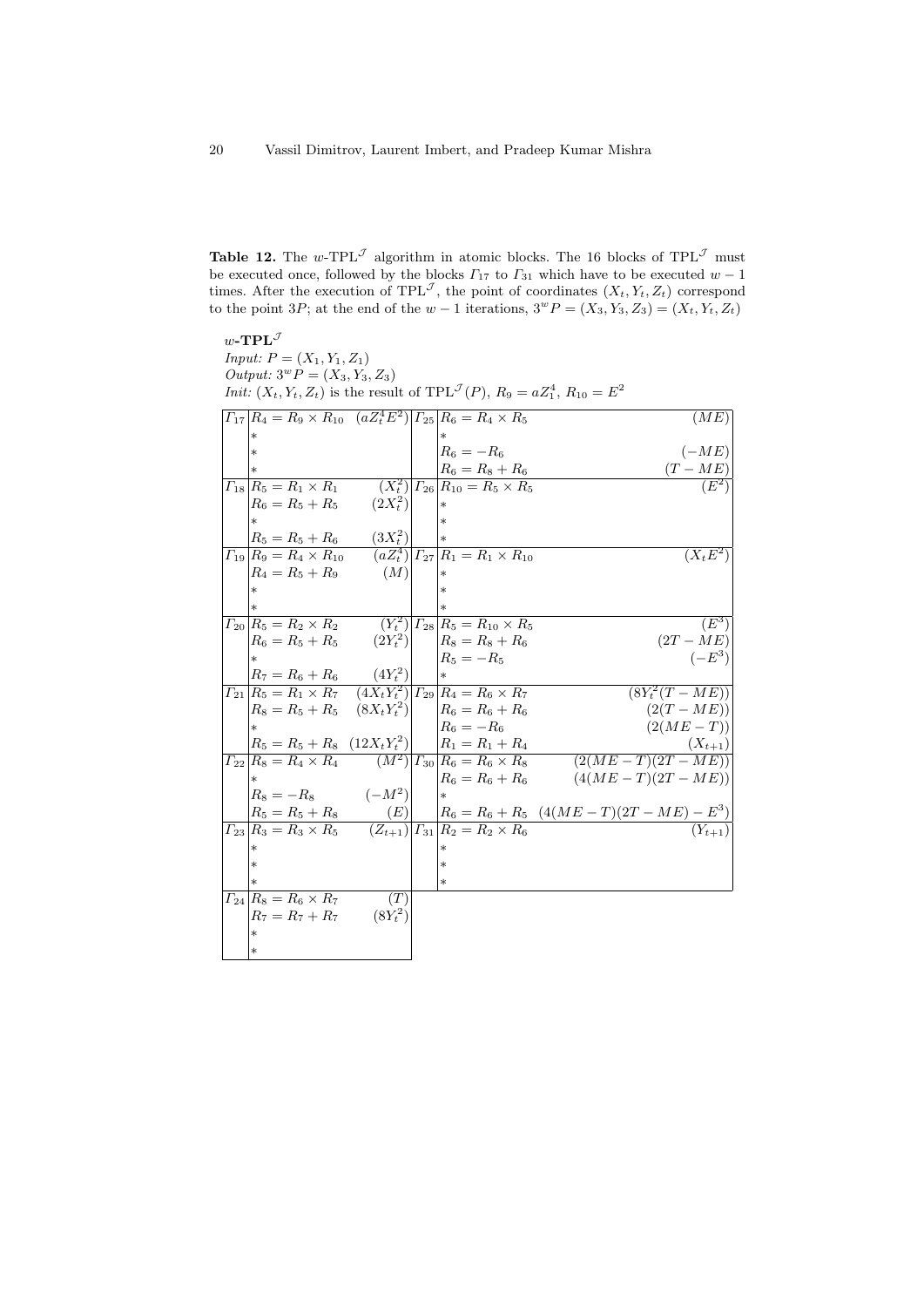**Table 12.** The $w$-TPL$^{\mathcal{J}}$ algorithm in atomic blocks. The 16 blocks of TPL$^{\mathcal{J}}$ must be executed once, followed by the blocks $\Gamma_{17}$ to $\Gamma_{31}$ which have to be executed $w-1$ times. After the execution of TPL$^{\mathcal{J}}$, the point of coordinates $(X_t, Y_t, Z_t)$ correspond to the point $3P$; at the end of the $w-1$ iterations, $3^w P = (X_3, Y_3, Z_3) = (X_t, Y_t, Z_t)$

**$w$-TPL$^{\mathcal{J}}$**

*Input:* $P = (X_1, Y_1, Z_1)$

*Output:* $3^w P = (X_3, Y_3, Z_3)$

*Init:* $(X_t, Y_t, Z_t)$ is the result of TPL$^{\mathcal{J}}(P)$, $R_9 = aZ_1^4$, $R_{10} = E^2$

| | | | | | |
|---|---|---|---|---|---|
| $\Gamma_{17}$ | $R_4 = R_9 \times R_{10}$ | $(aZ_t^4 E^2)$ | $\Gamma_{25}$ | $R_6 = R_4 \times R_5$ | $(ME)$ |
| | * | | | * | |
| | * | | | $R_6 = -R_6$ | $(-ME)$ |
| | * | | | $R_6 = R_8 + R_6$ | $(T - ME)$ |
| $\Gamma_{18}$ | $R_5 = R_1 \times R_1$ | $(X_t^2)$ | $\Gamma_{26}$ | $R_{10} = R_5 \times R_5$ | $(E^2)$ |
| | $R_6 = R_5 + R_5$ | $(2X_t^2)$ | | * | |
| | * | | | * | |
| | $R_5 = R_5 + R_6$ | $(3X_t^2)$ | | * | |
| $\Gamma_{19}$ | $R_9 = R_4 \times R_{10}$ | $(aZ_t^4)$ | $\Gamma_{27}$ | $R_1 = R_1 \times R_{10}$ | $(X_t E^2)$ |
| | $R_4 = R_5 + R_9$ | $(M)$ | | * | |
| | * | | | * | |
| | * | | | * | |
| $\Gamma_{20}$ | $R_5 = R_2 \times R_2$ | $(Y_t^2)$ | $\Gamma_{28}$ | $R_5 = R_{10} \times R_5$ | $(E^3)$ |
| | $R_6 = R_5 + R_5$ | $(2Y_t^2)$ | | $R_8 = R_8 + R_6$ | $(2T - ME)$ |
| | * | | | $R_5 = -R_5$ | $(-E^3)$ |
| | $R_7 = R_6 + R_6$ | $(4Y_t^2)$ | | * | |
| $\Gamma_{21}$ | $R_5 = R_1 \times R_7$ | $(4X_t Y_t^2)$ | $\Gamma_{29}$ | $R_4 = R_6 \times R_7$ | $(8Y_t^2(T - ME))$ |
| | $R_8 = R_5 + R_5$ | $(8X_t Y_t^2)$ | | $R_6 = R_6 + R_6$ | $(2(T - ME))$ |
| | * | | | $R_6 = -R_6$ | $(2(ME - T))$ |
| | $R_5 = R_5 + R_8$ | $(12X_t Y_t^2)$ | | $R_1 = R_1 + R_4$ | $(X_{t+1})$ |
| $\Gamma_{22}$ | $R_8 = R_4 \times R_4$ | $(M^2)$ | $\Gamma_{30}$ | $R_6 = R_6 \times R_8$ | $(2(ME - T)(2T - ME))$ |
| | * | | | $R_6 = R_6 + R_6$ | $(4(ME - T)(2T - ME))$ |
| | $R_8 = -R_8$ | $(-M^2)$ | | * | |
| | $R_5 = R_5 + R_8$ | $(E)$ | | $R_6 = R_6 + R_5$ | $(4(ME - T)(2T - ME) - E^3)$ |
| $\Gamma_{23}$ | $R_3 = R_3 \times R_5$ | $(Z_{t+1})$ | $\Gamma_{31}$ | $R_2 = R_2 \times R_6$ | $(Y_{t+1})$ |
| | * | | | * | |
| | * | | | * | |
| | * | | | * | |
| $\Gamma_{24}$ | $R_8 = R_6 \times R_7$ | $(T)$ | | | |
| | $R_7 = R_7 + R_7$ | $(8Y_t^2)$ | | | |
| | * | | | | |
| | * | | | | |